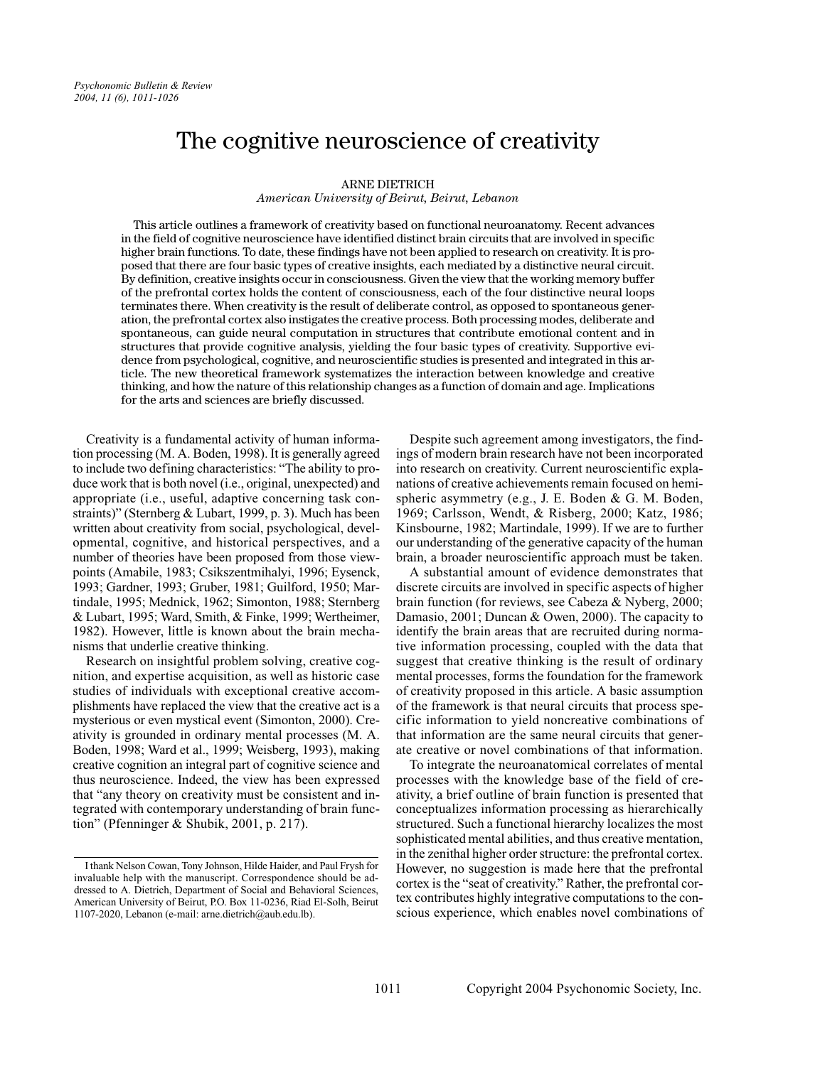# The cognitive neuroscience of creativity

ARNE DIETRICH
*American University of Beirut, Beirut, Lebanon*

This article outlines a framework of creativity based on functional neuroanatomy. Recent advances in the field of cognitive neuroscience have identified distinct brain circuits that are involved in specific higher brain functions. To date, these findings have not been applied to research on creativity. It is proposed that there are four basic types of creative insights, each mediated by a distinctive neural circuit. By definition, creative insights occur in consciousness. Given the view that the working memory buffer of the prefrontal cortex holds the content of consciousness, each of the four distinctive neural loops terminates there. When creativity is the result of deliberate control, as opposed to spontaneous generation, the prefrontal cortex also instigates the creative process. Both processing modes, deliberate and spontaneous, can guide neural computation in structures that contribute emotional content and in structures that provide cognitive analysis, yielding the four basic types of creativity. Supportive evidence from psychological, cognitive, and neuroscientific studies is presented and integrated in this article. The new theoretical framework systematizes the interaction between knowledge and creative thinking, and how the nature of this relationship changes as a function of domain and age. Implications for the arts and sciences are briefly discussed.

Creativity is a fundamental activity of human information processing (M. A. Boden, 1998). It is generally agreed to include two defining characteristics: "The ability to produce work that is both novel (i.e., original, unexpected) and appropriate (i.e., useful, adaptive concerning task constraints)" (Sternberg & Lubart, 1999, p. 3). Much has been written about creativity from social, psychological, developmental, cognitive, and historical perspectives, and a number of theories have been proposed from those viewpoints (Amabile, 1983; Csikszentmihalyi, 1996; Eysenck, 1993; Gardner, 1993; Gruber, 1981; Guilford, 1950; Martindale, 1995; Mednick, 1962; Simonton, 1988; Sternberg & Lubart, 1995; Ward, Smith, & Finke, 1999; Wertheimer, 1982). However, little is known about the brain mechanisms that underlie creative thinking.

Research on insightful problem solving, creative cognition, and expertise acquisition, as well as historic case studies of individuals with exceptional creative accomplishments have replaced the view that the creative act is a mysterious or even mystical event (Simonton, 2000). Creativity is grounded in ordinary mental processes (M. A. Boden, 1998; Ward et al., 1999; Weisberg, 1993), making creative cognition an integral part of cognitive science and thus neuroscience. Indeed, the view has been expressed that "any theory on creativity must be consistent and integrated with contemporary understanding of brain function" (Pfenninger & Shubik, 2001, p. 217).

Despite such agreement among investigators, the findings of modern brain research have not been incorporated into research on creativity. Current neuroscientific explanations of creative achievements remain focused on hemispheric asymmetry (e.g., J. E. Boden & G. M. Boden, 1969; Carlsson, Wendt, & Risberg, 2000; Katz, 1986; Kinsbourne, 1982; Martindale, 1999). If we are to further our understanding of the generative capacity of the human brain, a broader neuroscientific approach must be taken.

A substantial amount of evidence demonstrates that discrete circuits are involved in specific aspects of higher brain function (for reviews, see Cabeza & Nyberg, 2000; Damasio, 2001; Duncan & Owen, 2000). The capacity to identify the brain areas that are recruited during normative information processing, coupled with the data that suggest that creative thinking is the result of ordinary mental processes, forms the foundation for the framework of creativity proposed in this article. A basic assumption of the framework is that neural circuits that process specific information to yield noncreative combinations of that information are the same neural circuits that generate creative or novel combinations of that information.

To integrate the neuroanatomical correlates of mental processes with the knowledge base of the field of creativity, a brief outline of brain function is presented that conceptualizes information processing as hierarchically structured. Such a functional hierarchy localizes the most sophisticated mental abilities, and thus creative mentation, in the zenithal higher order structure: the prefrontal cortex. However, no suggestion is made here that the prefrontal cortex is the "seat of creativity." Rather, the prefrontal cortex contributes highly integrative computations to the conscious experience, which enables novel combinations of

I thank Nelson Cowan, Tony Johnson, Hilde Haider, and Paul Frysh for invaluable help with the manuscript. Correspondence should be addressed to A. Dietrich, Department of Social and Behavioral Sciences, American University of Beirut, P.O. Box 11-0236, Riad El-Solh, Beirut 1107-2020, Lebanon (e-mail: arne.dietrich@aub.edu.lb).

Copyright 2004 Psychonomic Society, Inc.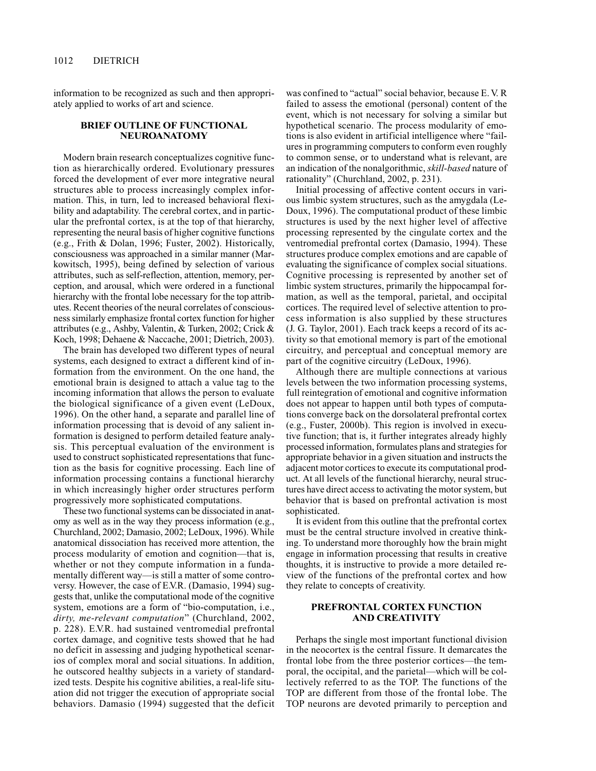information to be recognized as such and then appropriately applied to works of art and science.

## BRIEF OUTLINE OF FUNCTIONAL NEUROANATOMY

Modern brain research conceptualizes cognitive function as hierarchically ordered. Evolutionary pressures forced the development of ever more integrative neural structures able to process increasingly complex information. This, in turn, led to increased behavioral flexibility and adaptability. The cerebral cortex, and in particular the prefrontal cortex, is at the top of that hierarchy, representing the neural basis of higher cognitive functions (e.g., Frith & Dolan, 1996; Fuster, 2002). Historically, consciousness was approached in a similar manner (Markowitsch, 1995), being defined by selection of various attributes, such as self-reflection, attention, memory, perception, and arousal, which were ordered in a functional hierarchy with the frontal lobe necessary for the top attributes. Recent theories of the neural correlates of consciousness similarly emphasize frontal cortex function for higher attributes (e.g., Ashby, Valentin, & Turken, 2002; Crick & Koch, 1998; Dehaene & Naccache, 2001; Dietrich, 2003).

The brain has developed two different types of neural systems, each designed to extract a different kind of information from the environment. On the one hand, the emotional brain is designed to attach a value tag to the incoming information that allows the person to evaluate the biological significance of a given event (LeDoux, 1996). On the other hand, a separate and parallel line of information processing that is devoid of any salient information is designed to perform detailed feature analysis. This perceptual evaluation of the environment is used to construct sophisticated representations that function as the basis for cognitive processing. Each line of information processing contains a functional hierarchy in which increasingly higher order structures perform progressively more sophisticated computations.

These two functional systems can be dissociated in anatomy as well as in the way they process information (e.g., Churchland, 2002; Damasio, 2002; LeDoux, 1996). While anatomical dissociation has received more attention, the process modularity of emotion and cognition—that is, whether or not they compute information in a fundamentally different way—is still a matter of some controversy. However, the case of E.V.R. (Damasio, 1994) suggests that, unlike the computational mode of the cognitive system, emotions are a form of "bio-computation, i.e., *dirty, me-relevant computation*" (Churchland, 2002, p. 228). E.V.R. had sustained ventromedial prefrontal cortex damage, and cognitive tests showed that he had no deficit in assessing and judging hypothetical scenarios of complex moral and social situations. In addition, he outscored healthy subjects in a variety of standardized tests. Despite his cognitive abilities, a real-life situation did not trigger the execution of appropriate social behaviors. Damasio (1994) suggested that the deficit was confined to "actual" social behavior, because E. V. R failed to assess the emotional (personal) content of the event, which is not necessary for solving a similar but hypothetical scenario. The process modularity of emotions is also evident in artificial intelligence where "failures in programming computers to conform even roughly to common sense, or to understand what is relevant, are an indication of the nonalgorithmic, *skill-based* nature of rationality" (Churchland, 2002, p. 231).

Initial processing of affective content occurs in various limbic system structures, such as the amygdala (LeDoux, 1996). The computational product of these limbic structures is used by the next higher level of affective processing represented by the cingulate cortex and the ventromedial prefrontal cortex (Damasio, 1994). These structures produce complex emotions and are capable of evaluating the significance of complex social situations. Cognitive processing is represented by another set of limbic system structures, primarily the hippocampal formation, as well as the temporal, parietal, and occipital cortices. The required level of selective attention to process information is also supplied by these structures (J. G. Taylor, 2001). Each track keeps a record of its activity so that emotional memory is part of the emotional circuitry, and perceptual and conceptual memory are part of the cognitive circuitry (LeDoux, 1996).

Although there are multiple connections at various levels between the two information processing systems, full reintegration of emotional and cognitive information does not appear to happen until both types of computations converge back on the dorsolateral prefrontal cortex (e.g., Fuster, 2000b). This region is involved in executive function; that is, it further integrates already highly processed information, formulates plans and strategies for appropriate behavior in a given situation and instructs the adjacent motor cortices to execute its computational product. At all levels of the functional hierarchy, neural structures have direct access to activating the motor system, but behavior that is based on prefrontal activation is most sophisticated.

It is evident from this outline that the prefrontal cortex must be the central structure involved in creative thinking. To understand more thoroughly how the brain might engage in information processing that results in creative thoughts, it is instructive to provide a more detailed review of the functions of the prefrontal cortex and how they relate to concepts of creativity.

## PREFRONTAL CORTEX FUNCTION AND CREATIVITY

Perhaps the single most important functional division in the neocortex is the central fissure. It demarcates the frontal lobe from the three posterior cortices—the temporal, the occipital, and the parietal—which will be collectively referred to as the TOP. The functions of the TOP are different from those of the frontal lobe. The TOP neurons are devoted primarily to perception and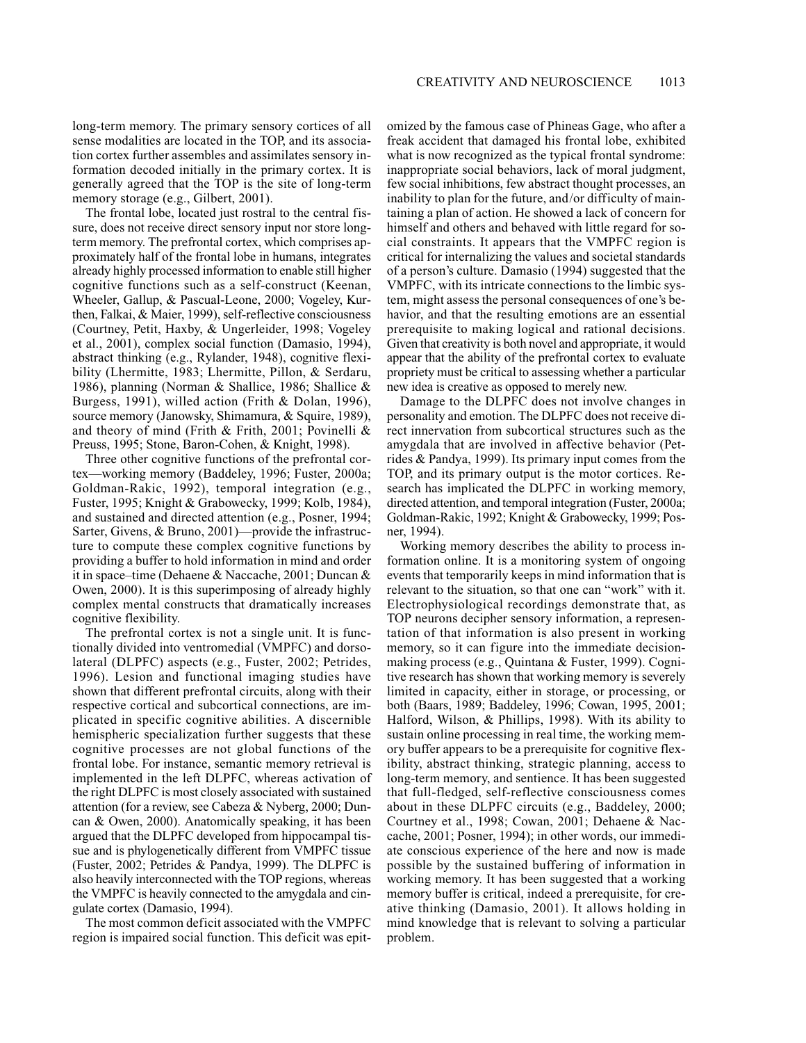long-term memory. The primary sensory cortices of all sense modalities are located in the TOP, and its association cortex further assembles and assimilates sensory information decoded initially in the primary cortex. It is generally agreed that the TOP is the site of long-term memory storage (e.g., Gilbert, 2001).

The frontal lobe, located just rostral to the central fissure, does not receive direct sensory input nor store long-term memory. The prefrontal cortex, which comprises approximately half of the frontal lobe in humans, integrates already highly processed information to enable still higher cognitive functions such as a self-construct (Keenan, Wheeler, Gallup, & Pascual-Leone, 2000; Vogeley, Kurthen, Falkai, & Maier, 1999), self-reflective consciousness (Courtney, Petit, Haxby, & Ungerleider, 1998; Vogeley et al., 2001), complex social function (Damasio, 1994), abstract thinking (e.g., Rylander, 1948), cognitive flexibility (Lhermitte, 1983; Lhermitte, Pillon, & Serdaru, 1986), planning (Norman & Shallice, 1986; Shallice & Burgess, 1991), willed action (Frith & Dolan, 1996), source memory (Janowsky, Shimamura, & Squire, 1989), and theory of mind (Frith & Frith, 2001; Povinelli & Preuss, 1995; Stone, Baron-Cohen, & Knight, 1998).

Three other cognitive functions of the prefrontal cortex—working memory (Baddeley, 1996; Fuster, 2000a; Goldman-Rakic, 1992), temporal integration (e.g., Fuster, 1995; Knight & Grabowecky, 1999; Kolb, 1984), and sustained and directed attention (e.g., Posner, 1994; Sarter, Givens, & Bruno, 2001)—provide the infrastructure to compute these complex cognitive functions by providing a buffer to hold information in mind and order it in space–time (Dehaene & Naccache, 2001; Duncan & Owen, 2000). It is this superimposing of already highly complex mental constructs that dramatically increases cognitive flexibility.

The prefrontal cortex is not a single unit. It is functionally divided into ventromedial (VMPFC) and dorsolateral (DLPFC) aspects (e.g., Fuster, 2002; Petrides, 1996). Lesion and functional imaging studies have shown that different prefrontal circuits, along with their respective cortical and subcortical connections, are implicated in specific cognitive abilities. A discernible hemispheric specialization further suggests that these cognitive processes are not global functions of the frontal lobe. For instance, semantic memory retrieval is implemented in the left DLPFC, whereas activation of the right DLPFC is most closely associated with sustained attention (for a review, see Cabeza & Nyberg, 2000; Duncan & Owen, 2000). Anatomically speaking, it has been argued that the DLPFC developed from hippocampal tissue and is phylogenetically different from VMPFC tissue (Fuster, 2002; Petrides & Pandya, 1999). The DLPFC is also heavily interconnected with the TOP regions, whereas the VMPFC is heavily connected to the amygdala and cingulate cortex (Damasio, 1994).

The most common deficit associated with the VMPFC region is impaired social function. This deficit was epitomized by the famous case of Phineas Gage, who after a freak accident that damaged his frontal lobe, exhibited what is now recognized as the typical frontal syndrome: inappropriate social behaviors, lack of moral judgment, few social inhibitions, few abstract thought processes, an inability to plan for the future, and/or difficulty of maintaining a plan of action. He showed a lack of concern for himself and others and behaved with little regard for social constraints. It appears that the VMPFC region is critical for internalizing the values and societal standards of a person's culture. Damasio (1994) suggested that the VMPFC, with its intricate connections to the limbic system, might assess the personal consequences of one's behavior, and that the resulting emotions are an essential prerequisite to making logical and rational decisions. Given that creativity is both novel and appropriate, it would appear that the ability of the prefrontal cortex to evaluate propriety must be critical to assessing whether a particular new idea is creative as opposed to merely new.

Damage to the DLPFC does not involve changes in personality and emotion. The DLPFC does not receive direct innervation from subcortical structures such as the amygdala that are involved in affective behavior (Petrides & Pandya, 1999). Its primary input comes from the TOP, and its primary output is the motor cortices. Research has implicated the DLPFC in working memory, directed attention, and temporal integration (Fuster, 2000a; Goldman-Rakic, 1992; Knight & Grabowecky, 1999; Posner, 1994).

Working memory describes the ability to process information online. It is a monitoring system of ongoing events that temporarily keeps in mind information that is relevant to the situation, so that one can "work" with it. Electrophysiological recordings demonstrate that, as TOP neurons decipher sensory information, a representation of that information is also present in working memory, so it can figure into the immediate decision-making process (e.g., Quintana & Fuster, 1999). Cognitive research has shown that working memory is severely limited in capacity, either in storage, or processing, or both (Baars, 1989; Baddeley, 1996; Cowan, 1995, 2001; Halford, Wilson, & Phillips, 1998). With its ability to sustain online processing in real time, the working memory buffer appears to be a prerequisite for cognitive flexibility, abstract thinking, strategic planning, access to long-term memory, and sentience. It has been suggested that full-fledged, self-reflective consciousness comes about in these DLPFC circuits (e.g., Baddeley, 2000; Courtney et al., 1998; Cowan, 2001; Dehaene & Naccache, 2001; Posner, 1994); in other words, our immediate conscious experience of the here and now is made possible by the sustained buffering of information in working memory. It has been suggested that a working memory buffer is critical, indeed a prerequisite, for creative thinking (Damasio, 2001). It allows holding in mind knowledge that is relevant to solving a particular problem.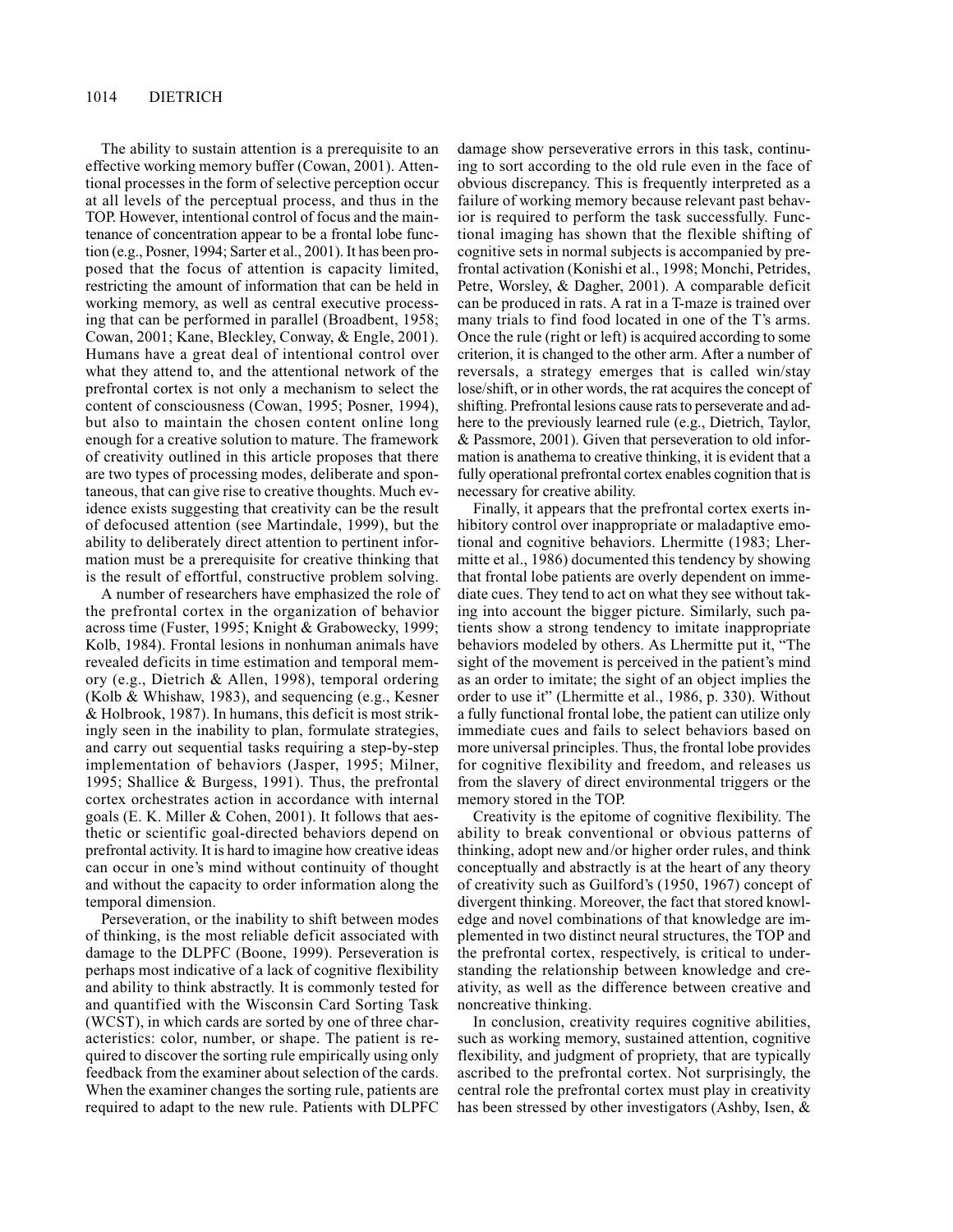The ability to sustain attention is a prerequisite to an effective working memory buffer (Cowan, 2001). Attentional processes in the form of selective perception occur at all levels of the perceptual process, and thus in the TOP. However, intentional control of focus and the maintenance of concentration appear to be a frontal lobe function (e.g., Posner, 1994; Sarter et al., 2001). It has been proposed that the focus of attention is capacity limited, restricting the amount of information that can be held in working memory, as well as central executive processing that can be performed in parallel (Broadbent, 1958; Cowan, 2001; Kane, Bleckley, Conway, & Engle, 2001). Humans have a great deal of intentional control over what they attend to, and the attentional network of the prefrontal cortex is not only a mechanism to select the content of consciousness (Cowan, 1995; Posner, 1994), but also to maintain the chosen content online long enough for a creative solution to mature. The framework of creativity outlined in this article proposes that there are two types of processing modes, deliberate and spontaneous, that can give rise to creative thoughts. Much evidence exists suggesting that creativity can be the result of defocused attention (see Martindale, 1999), but the ability to deliberately direct attention to pertinent information must be a prerequisite for creative thinking that is the result of effortful, constructive problem solving.

A number of researchers have emphasized the role of the prefrontal cortex in the organization of behavior across time (Fuster, 1995; Knight & Grabowecky, 1999; Kolb, 1984). Frontal lesions in nonhuman animals have revealed deficits in time estimation and temporal memory (e.g., Dietrich & Allen, 1998), temporal ordering (Kolb & Whishaw, 1983), and sequencing (e.g., Kesner & Holbrook, 1987). In humans, this deficit is most strikingly seen in the inability to plan, formulate strategies, and carry out sequential tasks requiring a step-by-step implementation of behaviors (Jasper, 1995; Milner, 1995; Shallice & Burgess, 1991). Thus, the prefrontal cortex orchestrates action in accordance with internal goals (E. K. Miller & Cohen, 2001). It follows that aesthetic or scientific goal-directed behaviors depend on prefrontal activity. It is hard to imagine how creative ideas can occur in one's mind without continuity of thought and without the capacity to order information along the temporal dimension.

Perseveration, or the inability to shift between modes of thinking, is the most reliable deficit associated with damage to the DLPFC (Boone, 1999). Perseveration is perhaps most indicative of a lack of cognitive flexibility and ability to think abstractly. It is commonly tested for and quantified with the Wisconsin Card Sorting Task (WCST), in which cards are sorted by one of three characteristics: color, number, or shape. The patient is required to discover the sorting rule empirically using only feedback from the examiner about selection of the cards. When the examiner changes the sorting rule, patients are required to adapt to the new rule. Patients with DLPFC damage show perseverative errors in this task, continuing to sort according to the old rule even in the face of obvious discrepancy. This is frequently interpreted as a failure of working memory because relevant past behavior is required to perform the task successfully. Functional imaging has shown that the flexible shifting of cognitive sets in normal subjects is accompanied by prefrontal activation (Konishi et al., 1998; Monchi, Petrides, Petre, Worsley, & Dagher, 2001). A comparable deficit can be produced in rats. A rat in a T-maze is trained over many trials to find food located in one of the T's arms. Once the rule (right or left) is acquired according to some criterion, it is changed to the other arm. After a number of reversals, a strategy emerges that is called win/stay lose/shift, or in other words, the rat acquires the concept of shifting. Prefrontal lesions cause rats to perseverate and adhere to the previously learned rule (e.g., Dietrich, Taylor, & Passmore, 2001). Given that perseveration to old information is anathema to creative thinking, it is evident that a fully operational prefrontal cortex enables cognition that is necessary for creative ability.

Finally, it appears that the prefrontal cortex exerts inhibitory control over inappropriate or maladaptive emotional and cognitive behaviors. Lhermitte (1983; Lhermitte et al., 1986) documented this tendency by showing that frontal lobe patients are overly dependent on immediate cues. They tend to act on what they see without taking into account the bigger picture. Similarly, such patients show a strong tendency to imitate inappropriate behaviors modeled by others. As Lhermitte put it, "The sight of the movement is perceived in the patient's mind as an order to imitate; the sight of an object implies the order to use it" (Lhermitte et al., 1986, p. 330). Without a fully functional frontal lobe, the patient can utilize only immediate cues and fails to select behaviors based on more universal principles. Thus, the frontal lobe provides for cognitive flexibility and freedom, and releases us from the slavery of direct environmental triggers or the memory stored in the TOP.

Creativity is the epitome of cognitive flexibility. The ability to break conventional or obvious patterns of thinking, adopt new and/or higher order rules, and think conceptually and abstractly is at the heart of any theory of creativity such as Guilford's (1950, 1967) concept of divergent thinking. Moreover, the fact that stored knowledge and novel combinations of that knowledge are implemented in two distinct neural structures, the TOP and the prefrontal cortex, respectively, is critical to understanding the relationship between knowledge and creativity, as well as the difference between creative and noncreative thinking.

In conclusion, creativity requires cognitive abilities, such as working memory, sustained attention, cognitive flexibility, and judgment of propriety, that are typically ascribed to the prefrontal cortex. Not surprisingly, the central role the prefrontal cortex must play in creativity has been stressed by other investigators (Ashby, Isen, &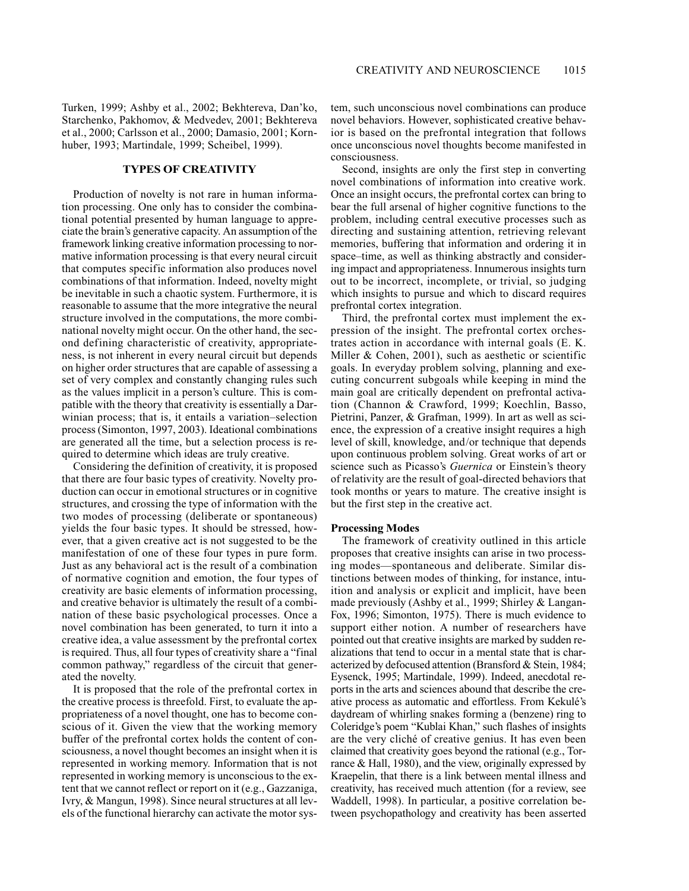Turken, 1999; Ashby et al., 2002; Bekhtereva, Dan'ko, Starchenko, Pakhomov, & Medvedev, 2001; Bekhtereva et al., 2000; Carlsson et al., 2000; Damasio, 2001; Kornhuber, 1993; Martindale, 1999; Scheibel, 1999).

## TYPES OF CREATIVITY

Production of novelty is not rare in human information processing. One only has to consider the combinational potential presented by human language to appreciate the brain's generative capacity. An assumption of the framework linking creative information processing to normative information processing is that every neural circuit that computes specific information also produces novel combinations of that information. Indeed, novelty might be inevitable in such a chaotic system. Furthermore, it is reasonable to assume that the more integrative the neural structure involved in the computations, the more combinational novelty might occur. On the other hand, the second defining characteristic of creativity, appropriateness, is not inherent in every neural circuit but depends on higher order structures that are capable of assessing a set of very complex and constantly changing rules such as the values implicit in a person's culture. This is compatible with the theory that creativity is essentially a Darwinian process; that is, it entails a variation–selection process (Simonton, 1997, 2003). Ideational combinations are generated all the time, but a selection process is required to determine which ideas are truly creative.

Considering the definition of creativity, it is proposed that there are four basic types of creativity. Novelty production can occur in emotional structures or in cognitive structures, and crossing the type of information with the two modes of processing (deliberate or spontaneous) yields the four basic types. It should be stressed, however, that a given creative act is not suggested to be the manifestation of one of these four types in pure form. Just as any behavioral act is the result of a combination of normative cognition and emotion, the four types of creativity are basic elements of information processing, and creative behavior is ultimately the result of a combination of these basic psychological processes. Once a novel combination has been generated, to turn it into a creative idea, a value assessment by the prefrontal cortex is required. Thus, all four types of creativity share a "final common pathway," regardless of the circuit that generated the novelty.

It is proposed that the role of the prefrontal cortex in the creative process is threefold. First, to evaluate the appropriateness of a novel thought, one has to become conscious of it. Given the view that the working memory buffer of the prefrontal cortex holds the content of consciousness, a novel thought becomes an insight when it is represented in working memory. Information that is not represented in working memory is unconscious to the extent that we cannot reflect or report on it (e.g., Gazzaniga, Ivry, & Mangun, 1998). Since neural structures at all levels of the functional hierarchy can activate the motor system, such unconscious novel combinations can produce novel behaviors. However, sophisticated creative behavior is based on the prefrontal integration that follows once unconscious novel thoughts become manifested in consciousness.

Second, insights are only the first step in converting novel combinations of information into creative work. Once an insight occurs, the prefrontal cortex can bring to bear the full arsenal of higher cognitive functions to the problem, including central executive processes such as directing and sustaining attention, retrieving relevant memories, buffering that information and ordering it in space–time, as well as thinking abstractly and considering impact and appropriateness. Innumerous insights turn out to be incorrect, incomplete, or trivial, so judging which insights to pursue and which to discard requires prefrontal cortex integration.

Third, the prefrontal cortex must implement the expression of the insight. The prefrontal cortex orchestrates action in accordance with internal goals (E. K. Miller & Cohen, 2001), such as aesthetic or scientific goals. In everyday problem solving, planning and executing concurrent subgoals while keeping in mind the main goal are critically dependent on prefrontal activation (Channon & Crawford, 1999; Koechlin, Basso, Pietrini, Panzer, & Grafman, 1999). In art as well as science, the expression of a creative insight requires a high level of skill, knowledge, and/or technique that depends upon continuous problem solving. Great works of art or science such as Picasso's *Guernica* or Einstein's theory of relativity are the result of goal-directed behaviors that took months or years to mature. The creative insight is but the first step in the creative act.

### Processing Modes

The framework of creativity outlined in this article proposes that creative insights can arise in two processing modes—spontaneous and deliberate. Similar distinctions between modes of thinking, for instance, intuition and analysis or explicit and implicit, have been made previously (Ashby et al., 1999; Shirley & Langan-Fox, 1996; Simonton, 1975). There is much evidence to support either notion. A number of researchers have pointed out that creative insights are marked by sudden realizations that tend to occur in a mental state that is characterized by defocused attention (Bransford & Stein, 1984; Eysenck, 1995; Martindale, 1999). Indeed, anecdotal reports in the arts and sciences abound that describe the creative process as automatic and effortless. From Kekulé's daydream of whirling snakes forming a (benzene) ring to Coleridge's poem "Kublai Khan," such flashes of insights are the very cliché of creative genius. It has even been claimed that creativity goes beyond the rational (e.g., Torrance & Hall, 1980), and the view, originally expressed by Kraepelin, that there is a link between mental illness and creativity, has received much attention (for a review, see Waddell, 1998). In particular, a positive correlation between psychopathology and creativity has been asserted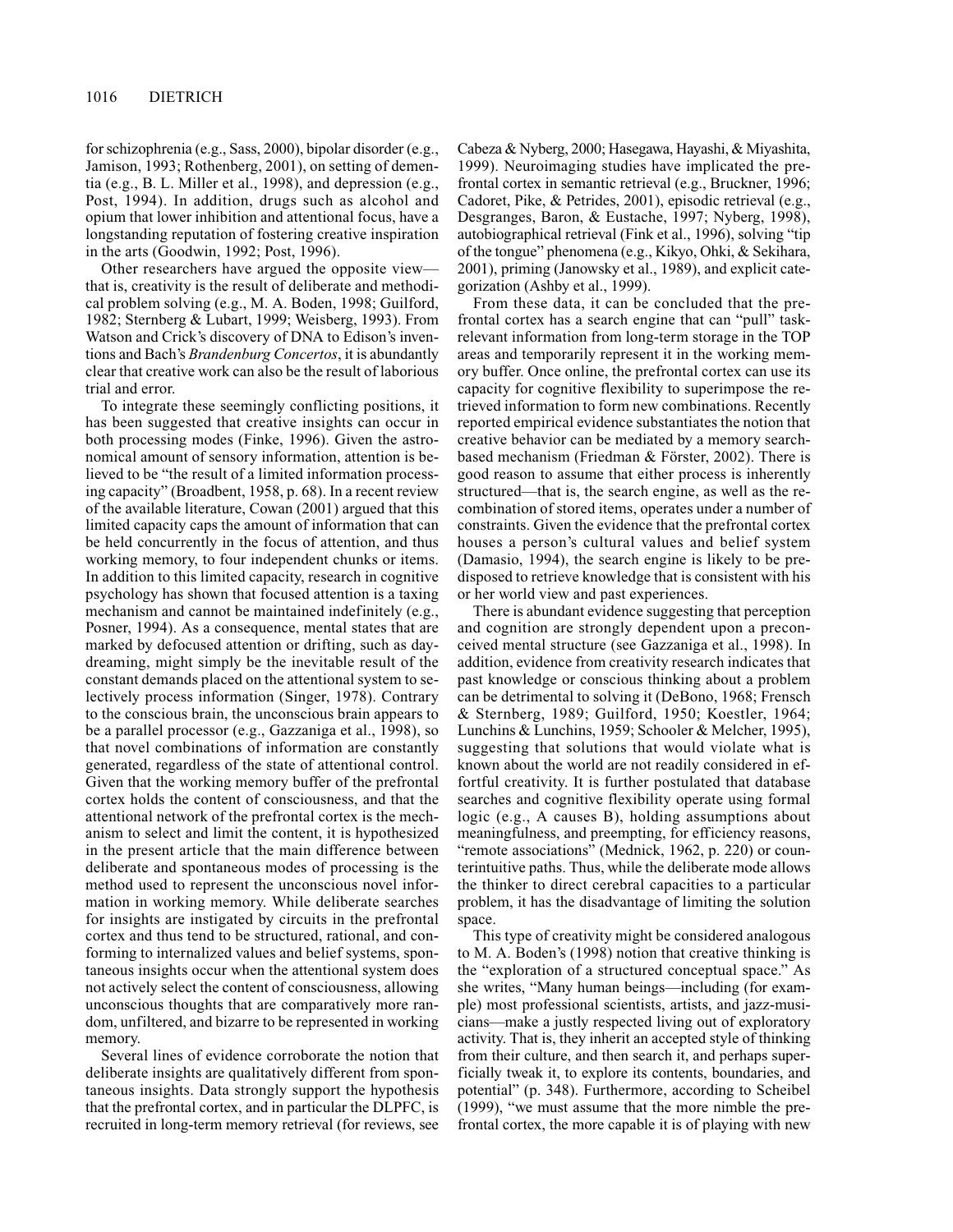for schizophrenia (e.g., Sass, 2000), bipolar disorder (e.g., Jamison, 1993; Rothenberg, 2001), on setting of dementia (e.g., B. L. Miller et al., 1998), and depression (e.g., Post, 1994). In addition, drugs such as alcohol and opium that lower inhibition and attentional focus, have a longstanding reputation of fostering creative inspiration in the arts (Goodwin, 1992; Post, 1996).

Other researchers have argued the opposite view—that is, creativity is the result of deliberate and methodical problem solving (e.g., M. A. Boden, 1998; Guilford, 1982; Sternberg & Lubart, 1999; Weisberg, 1993). From Watson and Crick's discovery of DNA to Edison's inventions and Bach's *Brandenburg Concertos*, it is abundantly clear that creative work can also be the result of laborious trial and error.

To integrate these seemingly conflicting positions, it has been suggested that creative insights can occur in both processing modes (Finke, 1996). Given the astronomical amount of sensory information, attention is believed to be "the result of a limited information processing capacity" (Broadbent, 1958, p. 68). In a recent review of the available literature, Cowan (2001) argued that this limited capacity caps the amount of information that can be held concurrently in the focus of attention, and thus working memory, to four independent chunks or items. In addition to this limited capacity, research in cognitive psychology has shown that focused attention is a taxing mechanism and cannot be maintained indefinitely (e.g., Posner, 1994). As a consequence, mental states that are marked by defocused attention or drifting, such as daydreaming, might simply be the inevitable result of the constant demands placed on the attentional system to selectively process information (Singer, 1978). Contrary to the conscious brain, the unconscious brain appears to be a parallel processor (e.g., Gazzaniga et al., 1998), so that novel combinations of information are constantly generated, regardless of the state of attentional control. Given that the working memory buffer of the prefrontal cortex holds the content of consciousness, and that the attentional network of the prefrontal cortex is the mechanism to select and limit the content, it is hypothesized in the present article that the main difference between deliberate and spontaneous modes of processing is the method used to represent the unconscious novel information in working memory. While deliberate searches for insights are instigated by circuits in the prefrontal cortex and thus tend to be structured, rational, and conforming to internalized values and belief systems, spontaneous insights occur when the attentional system does not actively select the content of consciousness, allowing unconscious thoughts that are comparatively more random, unfiltered, and bizarre to be represented in working memory.

Several lines of evidence corroborate the notion that deliberate insights are qualitatively different from spontaneous insights. Data strongly support the hypothesis that the prefrontal cortex, and in particular the DLPFC, is recruited in long-term memory retrieval (for reviews, see Cabeza & Nyberg, 2000; Hasegawa, Hayashi, & Miyashita, 1999). Neuroimaging studies have implicated the prefrontal cortex in semantic retrieval (e.g., Bruckner, 1996; Cadoret, Pike, & Petrides, 2001), episodic retrieval (e.g., Desgranges, Baron, & Eustache, 1997; Nyberg, 1998), autobiographical retrieval (Fink et al., 1996), solving "tip of the tongue" phenomena (e.g., Kikyo, Ohki, & Sekihara, 2001), priming (Janowsky et al., 1989), and explicit categorization (Ashby et al., 1999).

From these data, it can be concluded that the prefrontal cortex has a search engine that can "pull" task-relevant information from long-term storage in the TOP areas and temporarily represent it in the working memory buffer. Once online, the prefrontal cortex can use its capacity for cognitive flexibility to superimpose the retrieved information to form new combinations. Recently reported empirical evidence substantiates the notion that creative behavior can be mediated by a memory search-based mechanism (Friedman & Förster, 2002). There is good reason to assume that either process is inherently structured—that is, the search engine, as well as the recombination of stored items, operates under a number of constraints. Given the evidence that the prefrontal cortex houses a person's cultural values and belief system (Damasio, 1994), the search engine is likely to be predisposed to retrieve knowledge that is consistent with his or her world view and past experiences.

There is abundant evidence suggesting that perception and cognition are strongly dependent upon a preconceived mental structure (see Gazzaniga et al., 1998). In addition, evidence from creativity research indicates that past knowledge or conscious thinking about a problem can be detrimental to solving it (DeBono, 1968; Frensch & Sternberg, 1989; Guilford, 1950; Koestler, 1964; Lunchins & Lunchins, 1959; Schooler & Melcher, 1995), suggesting that solutions that would violate what is known about the world are not readily considered in effortful creativity. It is further postulated that database searches and cognitive flexibility operate using formal logic (e.g., A causes B), holding assumptions about meaningfulness, and preempting, for efficiency reasons, "remote associations" (Mednick, 1962, p. 220) or counterintuitive paths. Thus, while the deliberate mode allows the thinker to direct cerebral capacities to a particular problem, it has the disadvantage of limiting the solution space.

This type of creativity might be considered analogous to M. A. Boden's (1998) notion that creative thinking is the "exploration of a structured conceptual space." As she writes, "Many human beings—including (for example) most professional scientists, artists, and jazz-musicians—make a justly respected living out of exploratory activity. That is, they inherit an accepted style of thinking from their culture, and then search it, and perhaps superficially tweak it, to explore its contents, boundaries, and potential" (p. 348). Furthermore, according to Scheibel (1999), "we must assume that the more nimble the prefrontal cortex, the more capable it is of playing with new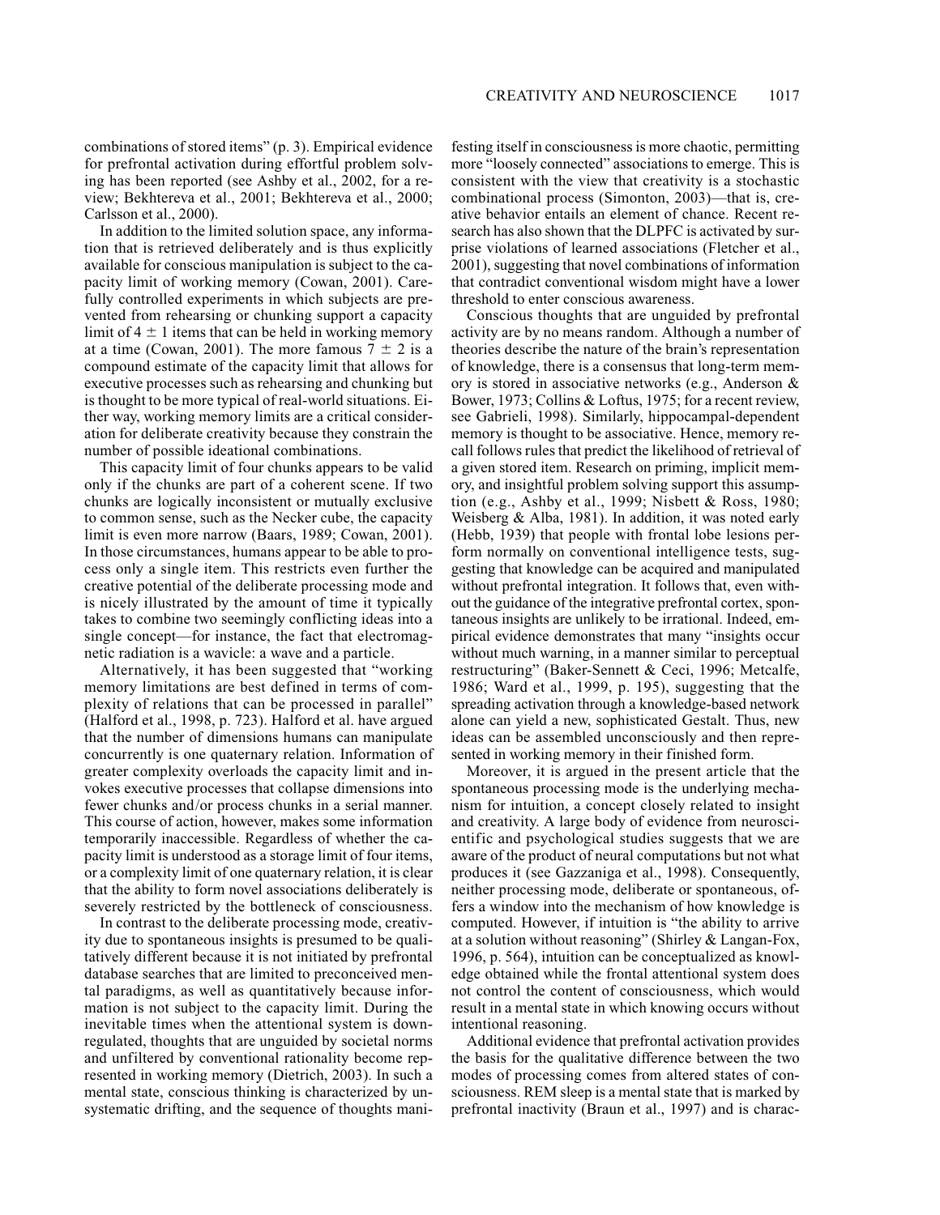combinations of stored items" (p. 3). Empirical evidence for prefrontal activation during effortful problem solving has been reported (see Ashby et al., 2002, for a review; Bekhtereva et al., 2001; Bekhtereva et al., 2000; Carlsson et al., 2000).

In addition to the limited solution space, any information that is retrieved deliberately and is thus explicitly available for conscious manipulation is subject to the capacity limit of working memory (Cowan, 2001). Carefully controlled experiments in which subjects are prevented from rehearsing or chunking support a capacity limit of $4 \pm 1$ items that can be held in working memory at a time (Cowan, 2001). The more famous $7 \pm 2$ is a compound estimate of the capacity limit that allows for executive processes such as rehearsing and chunking but is thought to be more typical of real-world situations. Either way, working memory limits are a critical consideration for deliberate creativity because they constrain the number of possible ideational combinations.

This capacity limit of four chunks appears to be valid only if the chunks are part of a coherent scene. If two chunks are logically inconsistent or mutually exclusive to common sense, such as the Necker cube, the capacity limit is even more narrow (Baars, 1989; Cowan, 2001). In those circumstances, humans appear to be able to process only a single item. This restricts even further the creative potential of the deliberate processing mode and is nicely illustrated by the amount of time it typically takes to combine two seemingly conflicting ideas into a single concept—for instance, the fact that electromagnetic radiation is a wavicle: a wave and a particle.

Alternatively, it has been suggested that "working memory limitations are best defined in terms of complexity of relations that can be processed in parallel" (Halford et al., 1998, p. 723). Halford et al. have argued that the number of dimensions humans can manipulate concurrently is one quaternary relation. Information of greater complexity overloads the capacity limit and invokes executive processes that collapse dimensions into fewer chunks and/or process chunks in a serial manner. This course of action, however, makes some information temporarily inaccessible. Regardless of whether the capacity limit is understood as a storage limit of four items, or a complexity limit of one quaternary relation, it is clear that the ability to form novel associations deliberately is severely restricted by the bottleneck of consciousness.

In contrast to the deliberate processing mode, creativity due to spontaneous insights is presumed to be qualitatively different because it is not initiated by prefrontal database searches that are limited to preconceived mental paradigms, as well as quantitatively because information is not subject to the capacity limit. During the inevitable times when the attentional system is downregulated, thoughts that are unguided by societal norms and unfiltered by conventional rationality become represented in working memory (Dietrich, 2003). In such a mental state, conscious thinking is characterized by unsystematic drifting, and the sequence of thoughts manifesting itself in consciousness is more chaotic, permitting more "loosely connected" associations to emerge. This is consistent with the view that creativity is a stochastic combinational process (Simonton, 2003)—that is, creative behavior entails an element of chance. Recent research has also shown that the DLPFC is activated by surprise violations of learned associations (Fletcher et al., 2001), suggesting that novel combinations of information that contradict conventional wisdom might have a lower threshold to enter conscious awareness.

Conscious thoughts that are unguided by prefrontal activity are by no means random. Although a number of theories describe the nature of the brain's representation of knowledge, there is a consensus that long-term memory is stored in associative networks (e.g., Anderson & Bower, 1973; Collins & Loftus, 1975; for a recent review, see Gabrieli, 1998). Similarly, hippocampal-dependent memory is thought to be associative. Hence, memory recall follows rules that predict the likelihood of retrieval of a given stored item. Research on priming, implicit memory, and insightful problem solving support this assumption (e.g., Ashby et al., 1999; Nisbett & Ross, 1980; Weisberg & Alba, 1981). In addition, it was noted early (Hebb, 1939) that people with frontal lobe lesions perform normally on conventional intelligence tests, suggesting that knowledge can be acquired and manipulated without prefrontal integration. It follows that, even without the guidance of the integrative prefrontal cortex, spontaneous insights are unlikely to be irrational. Indeed, empirical evidence demonstrates that many "insights occur without much warning, in a manner similar to perceptual restructuring" (Baker-Sennett & Ceci, 1996; Metcalfe, 1986; Ward et al., 1999, p. 195), suggesting that the spreading activation through a knowledge-based network alone can yield a new, sophisticated Gestalt. Thus, new ideas can be assembled unconsciously and then represented in working memory in their finished form.

Moreover, it is argued in the present article that the spontaneous processing mode is the underlying mechanism for intuition, a concept closely related to insight and creativity. A large body of evidence from neuroscientific and psychological studies suggests that we are aware of the product of neural computations but not what produces it (see Gazzaniga et al., 1998). Consequently, neither processing mode, deliberate or spontaneous, offers a window into the mechanism of how knowledge is computed. However, if intuition is "the ability to arrive at a solution without reasoning" (Shirley & Langan-Fox, 1996, p. 564), intuition can be conceptualized as knowledge obtained while the frontal attentional system does not control the content of consciousness, which would result in a mental state in which knowing occurs without intentional reasoning.

Additional evidence that prefrontal activation provides the basis for the qualitative difference between the two modes of processing comes from altered states of consciousness. REM sleep is a mental state that is marked by prefrontal inactivity (Braun et al., 1997) and is charac-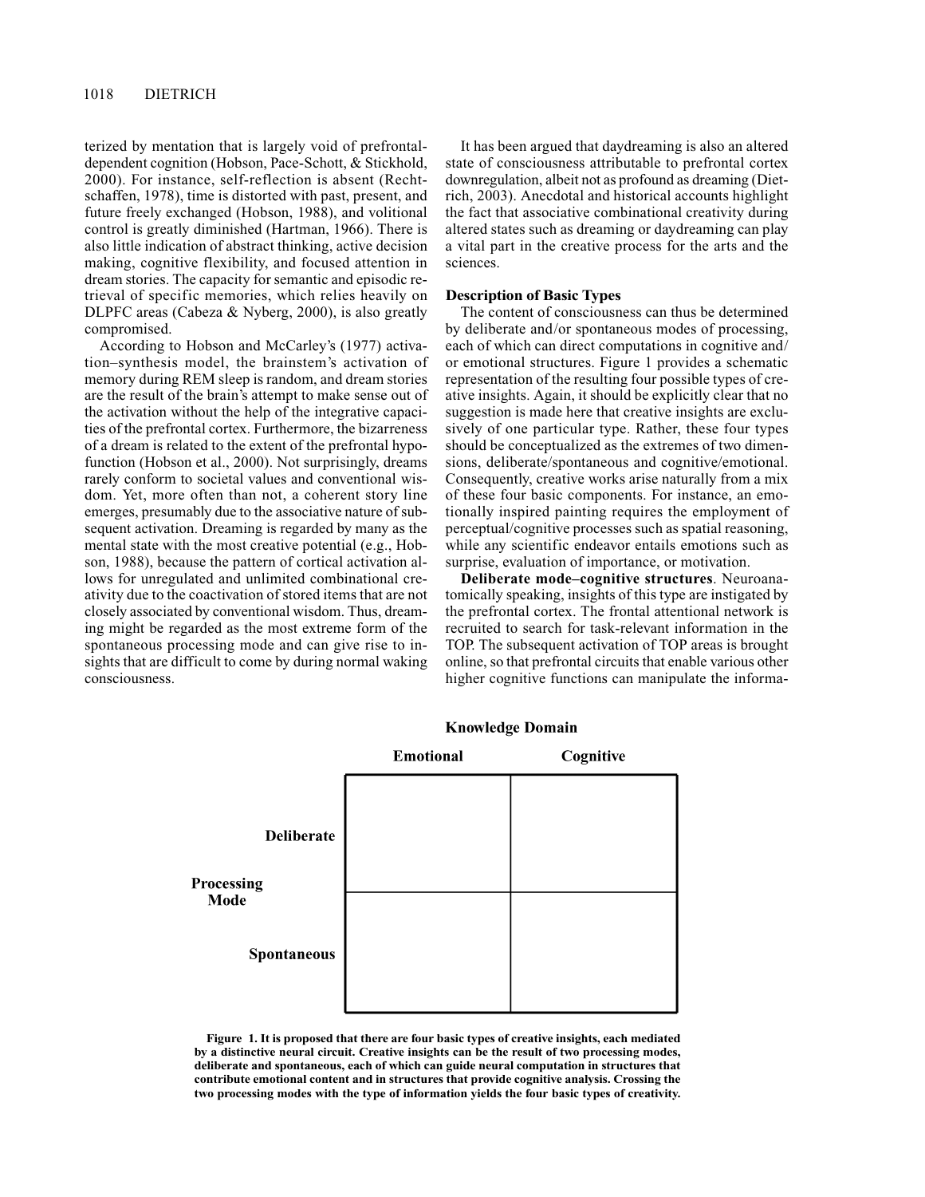terized by mentation that is largely void of prefrontal-dependent cognition (Hobson, Pace-Schott, & Stickhold, 2000). For instance, self-reflection is absent (Rechtschaffen, 1978), time is distorted with past, present, and future freely exchanged (Hobson, 1988), and volitional control is greatly diminished (Hartman, 1966). There is also little indication of abstract thinking, active decision making, cognitive flexibility, and focused attention in dream stories. The capacity for semantic and episodic retrieval of specific memories, which relies heavily on DLPFC areas (Cabeza & Nyberg, 2000), is also greatly compromised.

According to Hobson and McCarley's (1977) activation–synthesis model, the brainstem's activation of memory during REM sleep is random, and dream stories are the result of the brain's attempt to make sense out of the activation without the help of the integrative capacities of the prefrontal cortex. Furthermore, the bizarreness of a dream is related to the extent of the prefrontal hypofunction (Hobson et al., 2000). Not surprisingly, dreams rarely conform to societal values and conventional wisdom. Yet, more often than not, a coherent story line emerges, presumably due to the associative nature of subsequent activation. Dreaming is regarded by many as the mental state with the most creative potential (e.g., Hobson, 1988), because the pattern of cortical activation allows for unregulated and unlimited combinational creativity due to the coactivation of stored items that are not closely associated by conventional wisdom. Thus, dreaming might be regarded as the most extreme form of the spontaneous processing mode and can give rise to insights that are difficult to come by during normal waking consciousness.

It has been argued that daydreaming is also an altered state of consciousness attributable to prefrontal cortex downregulation, albeit not as profound as dreaming (Dietrich, 2003). Anecdotal and historical accounts highlight the fact that associative combinational creativity during altered states such as dreaming or daydreaming can play a vital part in the creative process for the arts and the sciences.

### Description of Basic Types

The content of consciousness can thus be determined by deliberate and/or spontaneous modes of processing, each of which can direct computations in cognitive and/or emotional structures. Figure 1 provides a schematic representation of the resulting four possible types of creative insights. Again, it should be explicitly clear that no suggestion is made here that creative insights are exclusively of one particular type. Rather, these four types should be conceptualized as the extremes of two dimensions, deliberate/spontaneous and cognitive/emotional. Consequently, creative works arise naturally from a mix of these four basic components. For instance, an emotionally inspired painting requires the employment of perceptual/cognitive processes such as spatial reasoning, while any scientific endeavor entails emotions such as surprise, evaluation of importance, or motivation.

**Deliberate mode–cognitive structures**. Neuroanatomically speaking, insights of this type are instigated by the prefrontal cortex. The frontal attentional network is recruited to search for task-relevant information in the TOP. The subsequent activation of TOP areas is brought online, so that prefrontal circuits that enable various other higher cognitive functions can manipulate the informa-

| Processing Mode | Knowledge Domain: Emotional | Knowledge Domain: Cognitive |
|---|---|---|
| Deliberate | | |
| Spontaneous | | |

**Figure 1. It is proposed that there are four basic types of creative insights, each mediated by a distinctive neural circuit. Creative insights can be the result of two processing modes, deliberate and spontaneous, each of which can guide neural computation in structures that contribute emotional content and in structures that provide cognitive analysis. Crossing the two processing modes with the type of information yields the four basic types of creativity.**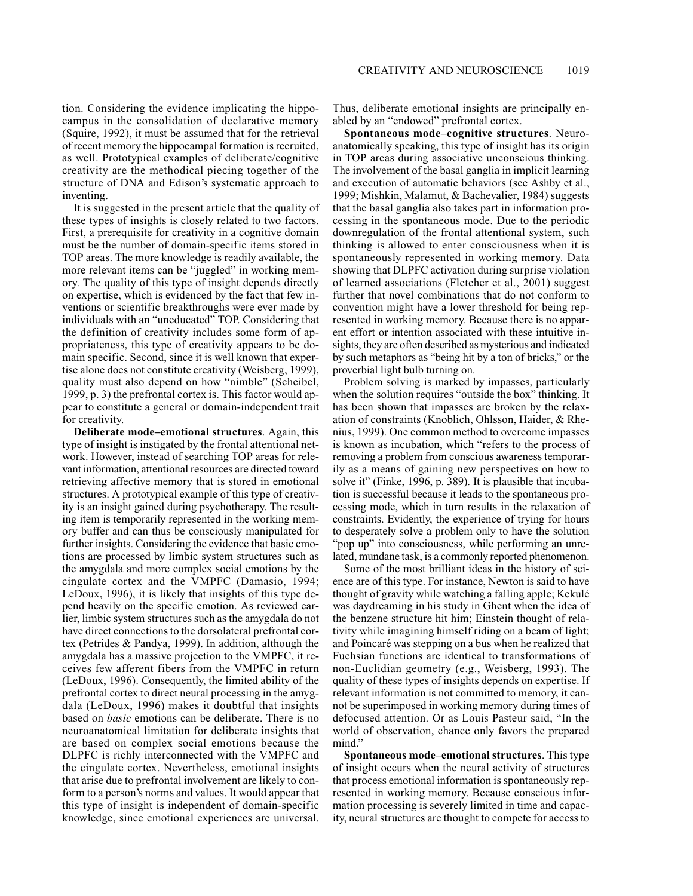tion. Considering the evidence implicating the hippocampus in the consolidation of declarative memory (Squire, 1992), it must be assumed that for the retrieval of recent memory the hippocampal formation is recruited, as well. Prototypical examples of deliberate/cognitive creativity are the methodical piecing together of the structure of DNA and Edison's systematic approach to inventing.

It is suggested in the present article that the quality of these types of insights is closely related to two factors. First, a prerequisite for creativity in a cognitive domain must be the number of domain-specific items stored in TOP areas. The more knowledge is readily available, the more relevant items can be "juggled" in working memory. The quality of this type of insight depends directly on expertise, which is evidenced by the fact that few inventions or scientific breakthroughs were ever made by individuals with an "uneducated" TOP. Considering that the definition of creativity includes some form of appropriateness, this type of creativity appears to be domain specific. Second, since it is well known that expertise alone does not constitute creativity (Weisberg, 1999), quality must also depend on how "nimble" (Scheibel, 1999, p. 3) the prefrontal cortex is. This factor would appear to constitute a general or domain-independent trait for creativity.

**Deliberate mode–emotional structures**. Again, this type of insight is instigated by the frontal attentional network. However, instead of searching TOP areas for relevant information, attentional resources are directed toward retrieving affective memory that is stored in emotional structures. A prototypical example of this type of creativity is an insight gained during psychotherapy. The resulting item is temporarily represented in the working memory buffer and can thus be consciously manipulated for further insights. Considering the evidence that basic emotions are processed by limbic system structures such as the amygdala and more complex social emotions by the cingulate cortex and the VMPFC (Damasio, 1994; LeDoux, 1996), it is likely that insights of this type depend heavily on the specific emotion. As reviewed earlier, limbic system structures such as the amygdala do not have direct connections to the dorsolateral prefrontal cortex (Petrides & Pandya, 1999). In addition, although the amygdala has a massive projection to the VMPFC, it receives few afferent fibers from the VMPFC in return (LeDoux, 1996). Consequently, the limited ability of the prefrontal cortex to direct neural processing in the amygdala (LeDoux, 1996) makes it doubtful that insights based on *basic* emotions can be deliberate. There is no neuroanatomical limitation for deliberate insights that are based on complex social emotions because the DLPFC is richly interconnected with the VMPFC and the cingulate cortex. Nevertheless, emotional insights that arise due to prefrontal involvement are likely to conform to a person's norms and values. It would appear that this type of insight is independent of domain-specific knowledge, since emotional experiences are universal. Thus, deliberate emotional insights are principally enabled by an "endowed" prefrontal cortex.

**Spontaneous mode–cognitive structures**. Neuroanatomically speaking, this type of insight has its origin in TOP areas during associative unconscious thinking. The involvement of the basal ganglia in implicit learning and execution of automatic behaviors (see Ashby et al., 1999; Mishkin, Malamut, & Bachevalier, 1984) suggests that the basal ganglia also takes part in information processing in the spontaneous mode. Due to the periodic downregulation of the frontal attentional system, such thinking is allowed to enter consciousness when it is spontaneously represented in working memory. Data showing that DLPFC activation during surprise violation of learned associations (Fletcher et al., 2001) suggest further that novel combinations that do not conform to convention might have a lower threshold for being represented in working memory. Because there is no apparent effort or intention associated with these intuitive insights, they are often described as mysterious and indicated by such metaphors as "being hit by a ton of bricks," or the proverbial light bulb turning on.

Problem solving is marked by impasses, particularly when the solution requires "outside the box" thinking. It has been shown that impasses are broken by the relaxation of constraints (Knoblich, Ohlsson, Haider, & Rhenius, 1999). One common method to overcome impasses is known as incubation, which "refers to the process of removing a problem from conscious awareness temporarily as a means of gaining new perspectives on how to solve it" (Finke, 1996, p. 389). It is plausible that incubation is successful because it leads to the spontaneous processing mode, which in turn results in the relaxation of constraints. Evidently, the experience of trying for hours to desperately solve a problem only to have the solution "pop up" into consciousness, while performing an unrelated, mundane task, is a commonly reported phenomenon.

Some of the most brilliant ideas in the history of science are of this type. For instance, Newton is said to have thought of gravity while watching a falling apple; Kekulé was daydreaming in his study in Ghent when the idea of the benzene structure hit him; Einstein thought of relativity while imagining himself riding on a beam of light; and Poincaré was stepping on a bus when he realized that Fuchsian functions are identical to transformations of non-Euclidian geometry (e.g., Weisberg, 1993). The quality of these types of insights depends on expertise. If relevant information is not committed to memory, it cannot be superimposed in working memory during times of defocused attention. Or as Louis Pasteur said, "In the world of observation, chance only favors the prepared mind."

**Spontaneous mode–emotional structures**. This type of insight occurs when the neural activity of structures that process emotional information is spontaneously represented in working memory. Because conscious information processing is severely limited in time and capacity, neural structures are thought to compete for access to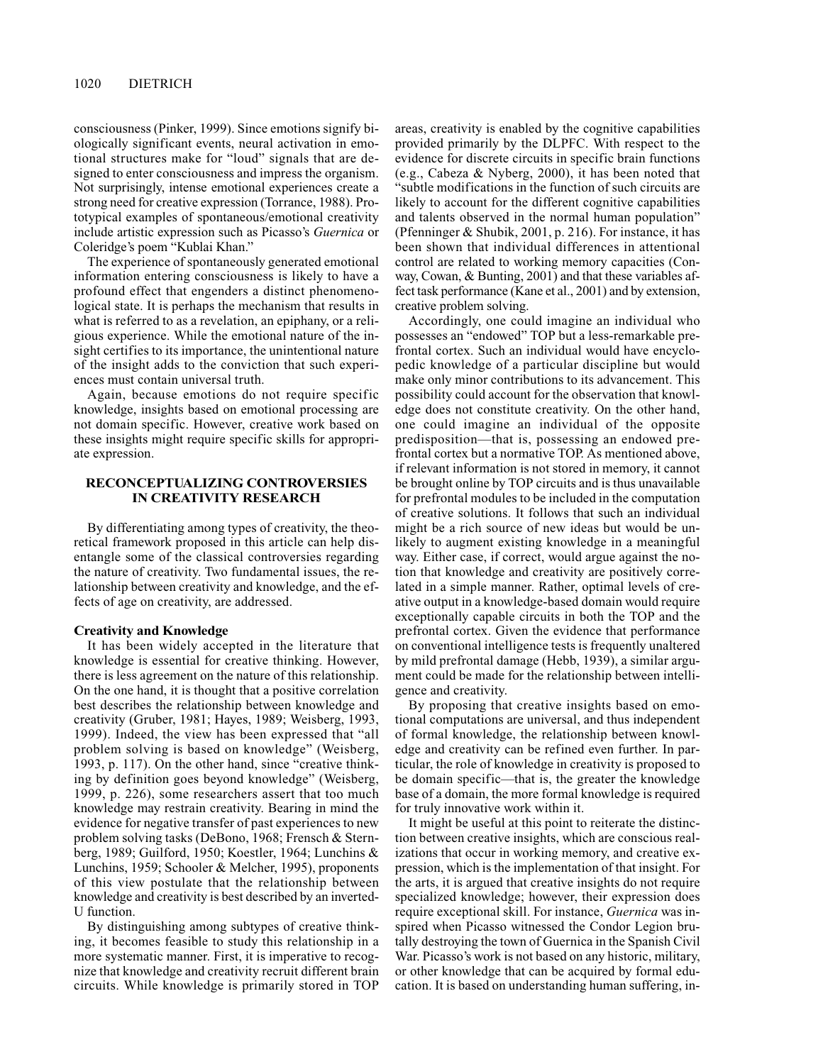consciousness (Pinker, 1999). Since emotions signify biologically significant events, neural activation in emotional structures make for "loud" signals that are designed to enter consciousness and impress the organism. Not surprisingly, intense emotional experiences create a strong need for creative expression (Torrance, 1988). Prototypical examples of spontaneous/emotional creativity include artistic expression such as Picasso's *Guernica* or Coleridge's poem "Kublai Khan."

The experience of spontaneously generated emotional information entering consciousness is likely to have a profound effect that engenders a distinct phenomenological state. It is perhaps the mechanism that results in what is referred to as a revelation, an epiphany, or a religious experience. While the emotional nature of the insight certifies to its importance, the unintentional nature of the insight adds to the conviction that such experiences must contain universal truth.

Again, because emotions do not require specific knowledge, insights based on emotional processing are not domain specific. However, creative work based on these insights might require specific skills for appropriate expression.

## RECONCEPTUALIZING CONTROVERSIES IN CREATIVITY RESEARCH

By differentiating among types of creativity, the theoretical framework proposed in this article can help disentangle some of the classical controversies regarding the nature of creativity. Two fundamental issues, the relationship between creativity and knowledge, and the effects of age on creativity, are addressed.

### Creativity and Knowledge

It has been widely accepted in the literature that knowledge is essential for creative thinking. However, there is less agreement on the nature of this relationship. On the one hand, it is thought that a positive correlation best describes the relationship between knowledge and creativity (Gruber, 1981; Hayes, 1989; Weisberg, 1993, 1999). Indeed, the view has been expressed that "all problem solving is based on knowledge" (Weisberg, 1993, p. 117). On the other hand, since "creative thinking by definition goes beyond knowledge" (Weisberg, 1999, p. 226), some researchers assert that too much knowledge may restrain creativity. Bearing in mind the evidence for negative transfer of past experiences to new problem solving tasks (DeBono, 1968; Frensch & Sternberg, 1989; Guilford, 1950; Koestler, 1964; Lunchins & Lunchins, 1959; Schooler & Melcher, 1995), proponents of this view postulate that the relationship between knowledge and creativity is best described by an inverted-U function.

By distinguishing among subtypes of creative thinking, it becomes feasible to study this relationship in a more systematic manner. First, it is imperative to recognize that knowledge and creativity recruit different brain circuits. While knowledge is primarily stored in TOP areas, creativity is enabled by the cognitive capabilities provided primarily by the DLPFC. With respect to the evidence for discrete circuits in specific brain functions (e.g., Cabeza & Nyberg, 2000), it has been noted that "subtle modifications in the function of such circuits are likely to account for the different cognitive capabilities and talents observed in the normal human population" (Pfenninger & Shubik, 2001, p. 216). For instance, it has been shown that individual differences in attentional control are related to working memory capacities (Conway, Cowan, & Bunting, 2001) and that these variables affect task performance (Kane et al., 2001) and by extension, creative problem solving.

Accordingly, one could imagine an individual who possesses an "endowed" TOP but a less-remarkable prefrontal cortex. Such an individual would have encyclopedic knowledge of a particular discipline but would make only minor contributions to its advancement. This possibility could account for the observation that knowledge does not constitute creativity. On the other hand, one could imagine an individual of the opposite predisposition—that is, possessing an endowed prefrontal cortex but a normative TOP. As mentioned above, if relevant information is not stored in memory, it cannot be brought online by TOP circuits and is thus unavailable for prefrontal modules to be included in the computation of creative solutions. It follows that such an individual might be a rich source of new ideas but would be unlikely to augment existing knowledge in a meaningful way. Either case, if correct, would argue against the notion that knowledge and creativity are positively correlated in a simple manner. Rather, optimal levels of creative output in a knowledge-based domain would require exceptionally capable circuits in both the TOP and the prefrontal cortex. Given the evidence that performance on conventional intelligence tests is frequently unaltered by mild prefrontal damage (Hebb, 1939), a similar argument could be made for the relationship between intelligence and creativity.

By proposing that creative insights based on emotional computations are universal, and thus independent of formal knowledge, the relationship between knowledge and creativity can be refined even further. In particular, the role of knowledge in creativity is proposed to be domain specific—that is, the greater the knowledge base of a domain, the more formal knowledge is required for truly innovative work within it.

It might be useful at this point to reiterate the distinction between creative insights, which are conscious realizations that occur in working memory, and creative expression, which is the implementation of that insight. For the arts, it is argued that creative insights do not require specialized knowledge; however, their expression does require exceptional skill. For instance, *Guernica* was inspired when Picasso witnessed the Condor Legion brutally destroying the town of Guernica in the Spanish Civil War. Picasso's work is not based on any historic, military, or other knowledge that can be acquired by formal education. It is based on understanding human suffering, in-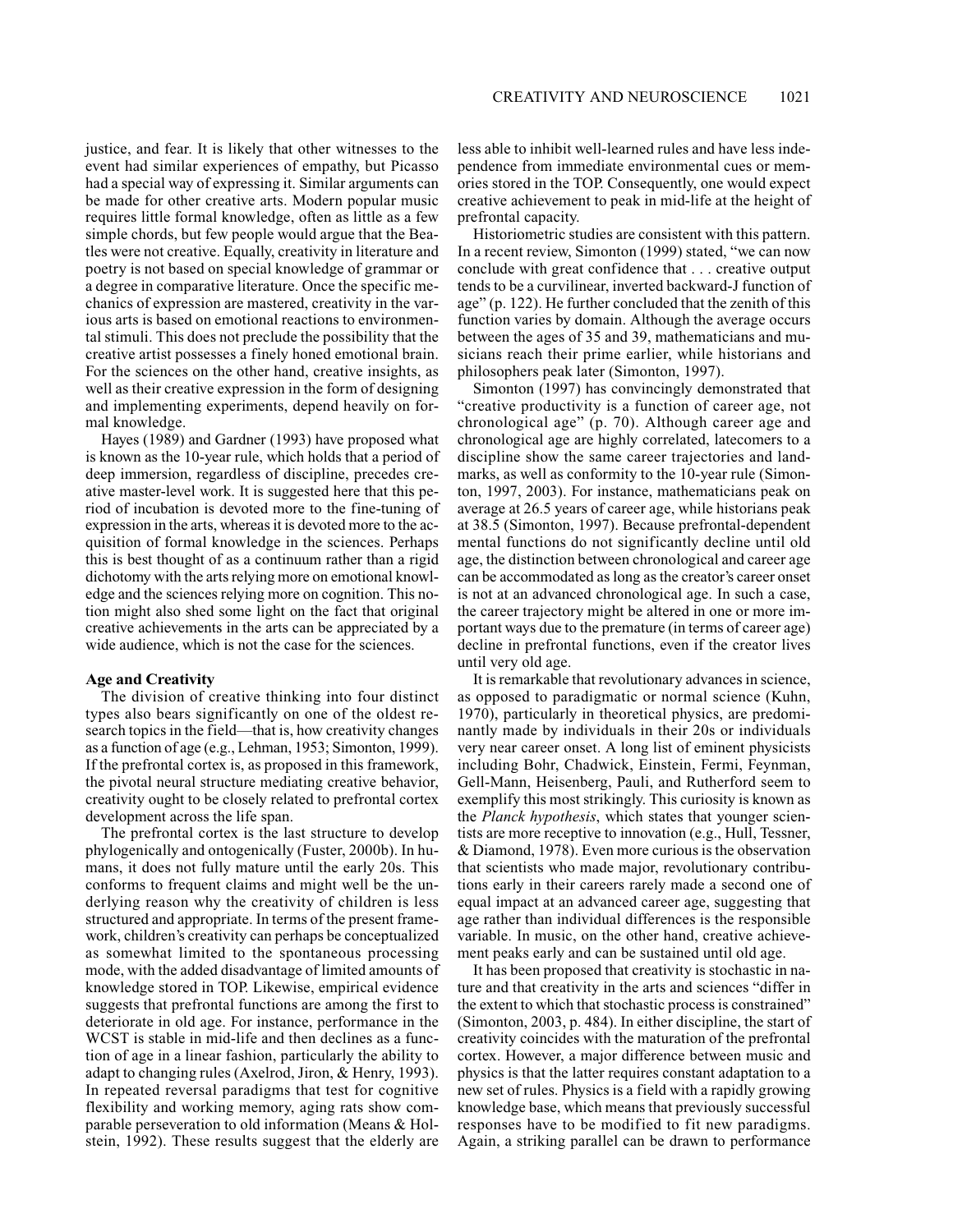justice, and fear. It is likely that other witnesses to the event had similar experiences of empathy, but Picasso had a special way of expressing it. Similar arguments can be made for other creative arts. Modern popular music requires little formal knowledge, often as little as a few simple chords, but few people would argue that the Beatles were not creative. Equally, creativity in literature and poetry is not based on special knowledge of grammar or a degree in comparative literature. Once the specific mechanics of expression are mastered, creativity in the various arts is based on emotional reactions to environmental stimuli. This does not preclude the possibility that the creative artist possesses a finely honed emotional brain. For the sciences on the other hand, creative insights, as well as their creative expression in the form of designing and implementing experiments, depend heavily on formal knowledge.

Hayes (1989) and Gardner (1993) have proposed what is known as the 10-year rule, which holds that a period of deep immersion, regardless of discipline, precedes creative master-level work. It is suggested here that this period of incubation is devoted more to the fine-tuning of expression in the arts, whereas it is devoted more to the acquisition of formal knowledge in the sciences. Perhaps this is best thought of as a continuum rather than a rigid dichotomy with the arts relying more on emotional knowledge and the sciences relying more on cognition. This notion might also shed some light on the fact that original creative achievements in the arts can be appreciated by a wide audience, which is not the case for the sciences.

## Age and Creativity

The division of creative thinking into four distinct types also bears significantly on one of the oldest research topics in the field—that is, how creativity changes as a function of age (e.g., Lehman, 1953; Simonton, 1999). If the prefrontal cortex is, as proposed in this framework, the pivotal neural structure mediating creative behavior, creativity ought to be closely related to prefrontal cortex development across the life span.

The prefrontal cortex is the last structure to develop phylogenically and ontogenically (Fuster, 2000b). In humans, it does not fully mature until the early 20s. This conforms to frequent claims and might well be the underlying reason why the creativity of children is less structured and appropriate. In terms of the present framework, children's creativity can perhaps be conceptualized as somewhat limited to the spontaneous processing mode, with the added disadvantage of limited amounts of knowledge stored in TOP. Likewise, empirical evidence suggests that prefrontal functions are among the first to deteriorate in old age. For instance, performance in the WCST is stable in mid-life and then declines as a function of age in a linear fashion, particularly the ability to adapt to changing rules (Axelrod, Jiron, & Henry, 1993). In repeated reversal paradigms that test for cognitive flexibility and working memory, aging rats show comparable perseveration to old information (Means & Holstein, 1992). These results suggest that the elderly are less able to inhibit well-learned rules and have less independence from immediate environmental cues or memories stored in the TOP. Consequently, one would expect creative achievement to peak in mid-life at the height of prefrontal capacity.

Historiometric studies are consistent with this pattern. In a recent review, Simonton (1999) stated, "we can now conclude with great confidence that . . . creative output tends to be a curvilinear, inverted backward-J function of age" (p. 122). He further concluded that the zenith of this function varies by domain. Although the average occurs between the ages of 35 and 39, mathematicians and musicians reach their prime earlier, while historians and philosophers peak later (Simonton, 1997).

Simonton (1997) has convincingly demonstrated that "creative productivity is a function of career age, not chronological age" (p. 70). Although career age and chronological age are highly correlated, latecomers to a discipline show the same career trajectories and landmarks, as well as conformity to the 10-year rule (Simonton, 1997, 2003). For instance, mathematicians peak on average at 26.5 years of career age, while historians peak at 38.5 (Simonton, 1997). Because prefrontal-dependent mental functions do not significantly decline until old age, the distinction between chronological and career age can be accommodated as long as the creator's career onset is not at an advanced chronological age. In such a case, the career trajectory might be altered in one or more important ways due to the premature (in terms of career age) decline in prefrontal functions, even if the creator lives until very old age.

It is remarkable that revolutionary advances in science, as opposed to paradigmatic or normal science (Kuhn, 1970), particularly in theoretical physics, are predominantly made by individuals in their 20s or individuals very near career onset. A long list of eminent physicists including Bohr, Chadwick, Einstein, Fermi, Feynman, Gell-Mann, Heisenberg, Pauli, and Rutherford seem to exemplify this most strikingly. This curiosity is known as the *Planck hypothesis*, which states that younger scientists are more receptive to innovation (e.g., Hull, Tessner, & Diamond, 1978). Even more curious is the observation that scientists who made major, revolutionary contributions early in their careers rarely made a second one of equal impact at an advanced career age, suggesting that age rather than individual differences is the responsible variable. In music, on the other hand, creative achievement peaks early and can be sustained until old age.

It has been proposed that creativity is stochastic in nature and that creativity in the arts and sciences "differ in the extent to which that stochastic process is constrained" (Simonton, 2003, p. 484). In either discipline, the start of creativity coincides with the maturation of the prefrontal cortex. However, a major difference between music and physics is that the latter requires constant adaptation to a new set of rules. Physics is a field with a rapidly growing knowledge base, which means that previously successful responses have to be modified to fit new paradigms. Again, a striking parallel can be drawn to performance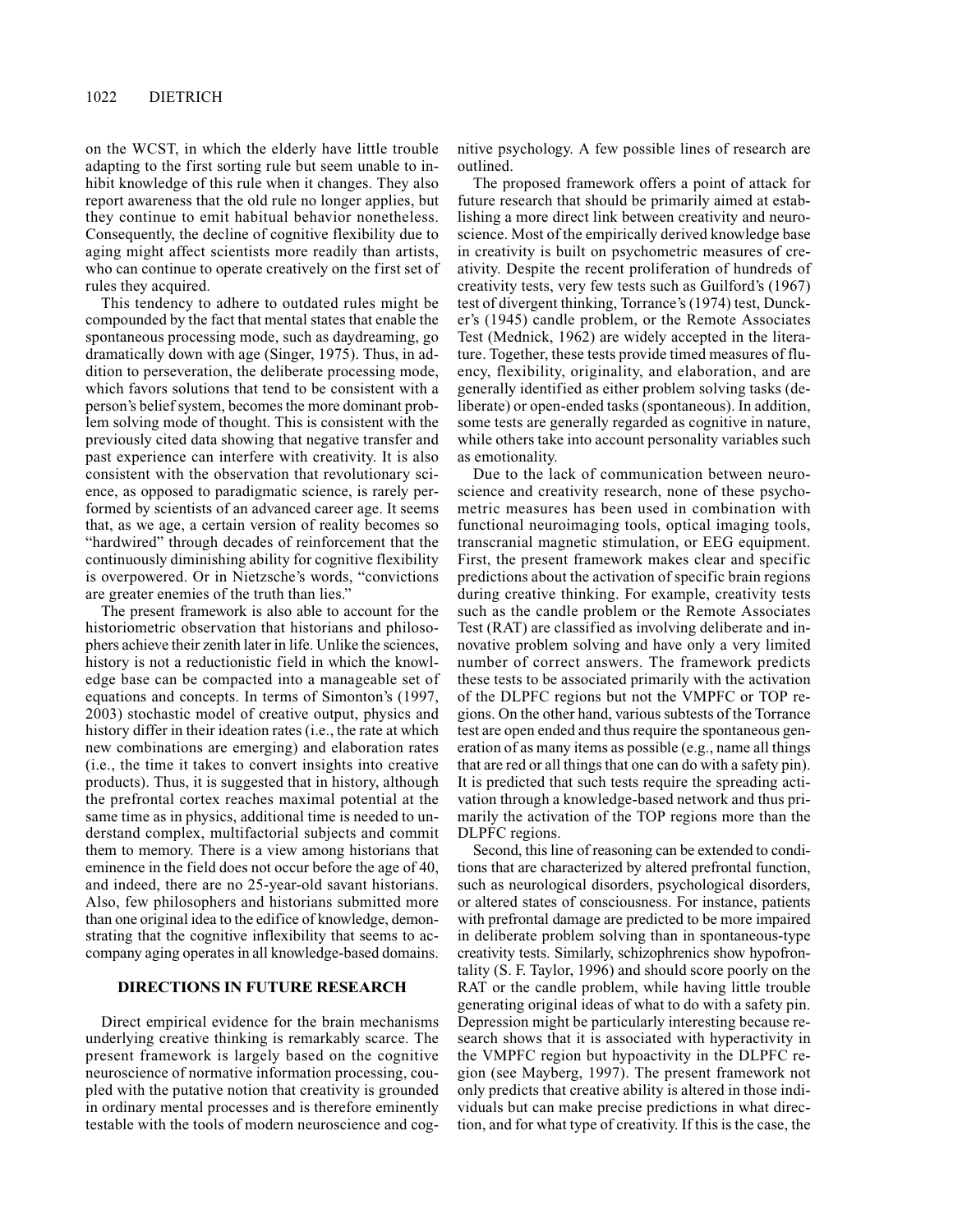on the WCST, in which the elderly have little trouble adapting to the first sorting rule but seem unable to inhibit knowledge of this rule when it changes. They also report awareness that the old rule no longer applies, but they continue to emit habitual behavior nonetheless. Consequently, the decline of cognitive flexibility due to aging might affect scientists more readily than artists, who can continue to operate creatively on the first set of rules they acquired.

This tendency to adhere to outdated rules might be compounded by the fact that mental states that enable the spontaneous processing mode, such as daydreaming, go dramatically down with age (Singer, 1975). Thus, in addition to perseveration, the deliberate processing mode, which favors solutions that tend to be consistent with a person's belief system, becomes the more dominant problem solving mode of thought. This is consistent with the previously cited data showing that negative transfer and past experience can interfere with creativity. It is also consistent with the observation that revolutionary science, as opposed to paradigmatic science, is rarely performed by scientists of an advanced career age. It seems that, as we age, a certain version of reality becomes so "hardwired" through decades of reinforcement that the continuously diminishing ability for cognitive flexibility is overpowered. Or in Nietzsche's words, "convictions are greater enemies of the truth than lies."

The present framework is also able to account for the historiometric observation that historians and philosophers achieve their zenith later in life. Unlike the sciences, history is not a reductionistic field in which the knowledge base can be compacted into a manageable set of equations and concepts. In terms of Simonton's (1997, 2003) stochastic model of creative output, physics and history differ in their ideation rates (i.e., the rate at which new combinations are emerging) and elaboration rates (i.e., the time it takes to convert insights into creative products). Thus, it is suggested that in history, although the prefrontal cortex reaches maximal potential at the same time as in physics, additional time is needed to understand complex, multifactorial subjects and commit them to memory. There is a view among historians that eminence in the field does not occur before the age of 40, and indeed, there are no 25-year-old savant historians. Also, few philosophers and historians submitted more than one original idea to the edifice of knowledge, demonstrating that the cognitive inflexibility that seems to accompany aging operates in all knowledge-based domains.

## DIRECTIONS IN FUTURE RESEARCH

Direct empirical evidence for the brain mechanisms underlying creative thinking is remarkably scarce. The present framework is largely based on the cognitive neuroscience of normative information processing, coupled with the putative notion that creativity is grounded in ordinary mental processes and is therefore eminently testable with the tools of modern neuroscience and cognitive psychology. A few possible lines of research are outlined.

The proposed framework offers a point of attack for future research that should be primarily aimed at establishing a more direct link between creativity and neuroscience. Most of the empirically derived knowledge base in creativity is built on psychometric measures of creativity. Despite the recent proliferation of hundreds of creativity tests, very few tests such as Guilford's (1967) test of divergent thinking, Torrance's (1974) test, Duncker's (1945) candle problem, or the Remote Associates Test (Mednick, 1962) are widely accepted in the literature. Together, these tests provide timed measures of fluency, flexibility, originality, and elaboration, and are generally identified as either problem solving tasks (deliberate) or open-ended tasks (spontaneous). In addition, some tests are generally regarded as cognitive in nature, while others take into account personality variables such as emotionality.

Due to the lack of communication between neuroscience and creativity research, none of these psychometric measures has been used in combination with functional neuroimaging tools, optical imaging tools, transcranial magnetic stimulation, or EEG equipment. First, the present framework makes clear and specific predictions about the activation of specific brain regions during creative thinking. For example, creativity tests such as the candle problem or the Remote Associates Test (RAT) are classified as involving deliberate and innovative problem solving and have only a very limited number of correct answers. The framework predicts these tests to be associated primarily with the activation of the DLPFC regions but not the VMPFC or TOP regions. On the other hand, various subtests of the Torrance test are open ended and thus require the spontaneous generation of as many items as possible (e.g., name all things that are red or all things that one can do with a safety pin). It is predicted that such tests require the spreading activation through a knowledge-based network and thus primarily the activation of the TOP regions more than the DLPFC regions.

Second, this line of reasoning can be extended to conditions that are characterized by altered prefrontal function, such as neurological disorders, psychological disorders, or altered states of consciousness. For instance, patients with prefrontal damage are predicted to be more impaired in deliberate problem solving than in spontaneous-type creativity tests. Similarly, schizophrenics show hypofrontality (S. F. Taylor, 1996) and should score poorly on the RAT or the candle problem, while having little trouble generating original ideas of what to do with a safety pin. Depression might be particularly interesting because research shows that it is associated with hyperactivity in the VMPFC region but hypoactivity in the DLPFC region (see Mayberg, 1997). The present framework not only predicts that creative ability is altered in those individuals but can make precise predictions in what direction, and for what type of creativity. If this is the case, the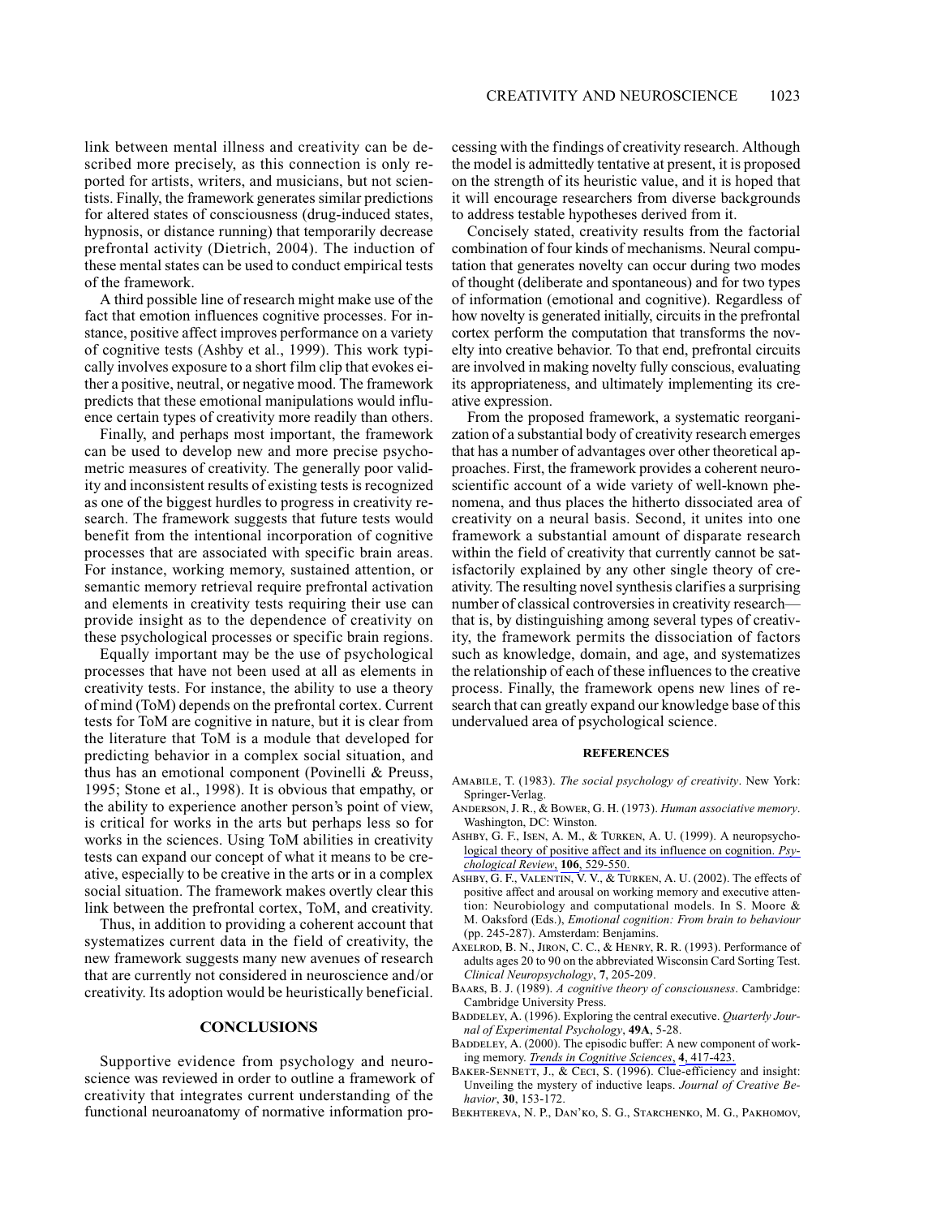link between mental illness and creativity can be described more precisely, as this connection is only reported for artists, writers, and musicians, but not scientists. Finally, the framework generates similar predictions for altered states of consciousness (drug-induced states, hypnosis, or distance running) that temporarily decrease prefrontal activity (Dietrich, 2004). The induction of these mental states can be used to conduct empirical tests of the framework.

A third possible line of research might make use of the fact that emotion influences cognitive processes. For instance, positive affect improves performance on a variety of cognitive tests (Ashby et al., 1999). This work typically involves exposure to a short film clip that evokes either a positive, neutral, or negative mood. The framework predicts that these emotional manipulations would influence certain types of creativity more readily than others.

Finally, and perhaps most important, the framework can be used to develop new and more precise psychometric measures of creativity. The generally poor validity and inconsistent results of existing tests is recognized as one of the biggest hurdles to progress in creativity research. The framework suggests that future tests would benefit from the intentional incorporation of cognitive processes that are associated with specific brain areas. For instance, working memory, sustained attention, or semantic memory retrieval require prefrontal activation and elements in creativity tests requiring their use can provide insight as to the dependence of creativity on these psychological processes or specific brain regions.

Equally important may be the use of psychological processes that have not been used at all as elements in creativity tests. For instance, the ability to use a theory of mind (ToM) depends on the prefrontal cortex. Current tests for ToM are cognitive in nature, but it is clear from the literature that ToM is a module that developed for predicting behavior in a complex social situation, and thus has an emotional component (Povinelli & Preuss, 1995; Stone et al., 1998). It is obvious that empathy, or the ability to experience another person's point of view, is critical for works in the arts but perhaps less so for works in the sciences. Using ToM abilities in creativity tests can expand our concept of what it means to be creative, especially to be creative in the arts or in a complex social situation. The framework makes overtly clear this link between the prefrontal cortex, ToM, and creativity.

Thus, in addition to providing a coherent account that systematizes current data in the field of creativity, the new framework suggests many new avenues of research that are currently not considered in neuroscience and/or creativity. Its adoption would be heuristically beneficial.

## CONCLUSIONS

Supportive evidence from psychology and neuroscience was reviewed in order to outline a framework of creativity that integrates current understanding of the functional neuroanatomy of normative information processing with the findings of creativity research. Although the model is admittedly tentative at present, it is proposed on the strength of its heuristic value, and it is hoped that it will encourage researchers from diverse backgrounds to address testable hypotheses derived from it.

Concisely stated, creativity results from the factorial combination of four kinds of mechanisms. Neural computation that generates novelty can occur during two modes of thought (deliberate and spontaneous) and for two types of information (emotional and cognitive). Regardless of how novelty is generated initially, circuits in the prefrontal cortex perform the computation that transforms the novelty into creative behavior. To that end, prefrontal circuits are involved in making novelty fully conscious, evaluating its appropriateness, and ultimately implementing its creative expression.

From the proposed framework, a systematic reorganization of a substantial body of creativity research emerges that has a number of advantages over other theoretical approaches. First, the framework provides a coherent neuroscientific account of a wide variety of well-known phenomena, and thus places the hitherto dissociated area of creativity on a neural basis. Second, it unites into one framework a substantial amount of disparate research within the field of creativity that currently cannot be satisfactorily explained by any other single theory of creativity. The resulting novel synthesis clarifies a surprising number of classical controversies in creativity research—that is, by distinguishing among several types of creativity, the framework permits the dissociation of factors such as knowledge, domain, and age, and systematizes the relationship of each of these influences to the creative process. Finally, the framework opens new lines of research that can greatly expand our knowledge base of this undervalued area of psychological science.

## REFERENCES

Amabile, T. (1983). *The social psychology of creativity*. New York: Springer-Verlag.

Anderson, J. R., & Bower, G. H. (1973). *Human associative memory*. Washington, DC: Winston.

Ashby, G. F., Isen, A. M., & Turken, A. U. (1999). A neuropsychological theory of positive affect and its influence on cognition. *Psychological Review*, **106**, 529-550.

Ashby, G. F., Valentin, V. V., & Turken, A. U. (2002). The effects of positive affect and arousal on working memory and executive attention: Neurobiology and computational models. In S. Moore & M. Oaksford (Eds.), *Emotional cognition: From brain to behaviour* (pp. 245-287). Amsterdam: Benjamins.

Axelrod, B. N., Jiron, C. C., & Henry, R. R. (1993). Performance of adults ages 20 to 90 on the abbreviated Wisconsin Card Sorting Test. *Clinical Neuropsychology*, **7**, 205-209.

Baars, B. J. (1989). *A cognitive theory of consciousness*. Cambridge: Cambridge University Press.

Baddeley, A. (1996). Exploring the central executive. *Quarterly Journal of Experimental Psychology*, **49A**, 5-28.

Baddeley, A. (2000). The episodic buffer: A new component of working memory. *Trends in Cognitive Sciences*, **4**, 417-423.

Baker-Sennett, J., & Ceci, S. (1996). Clue-efficiency and insight: Unveiling the mystery of inductive leaps. *Journal of Creative Behavior*, **30**, 153-172.

Bekhtereva, N. P., Dan'ko, S. G., Starchenko, M. G., Pakhomov,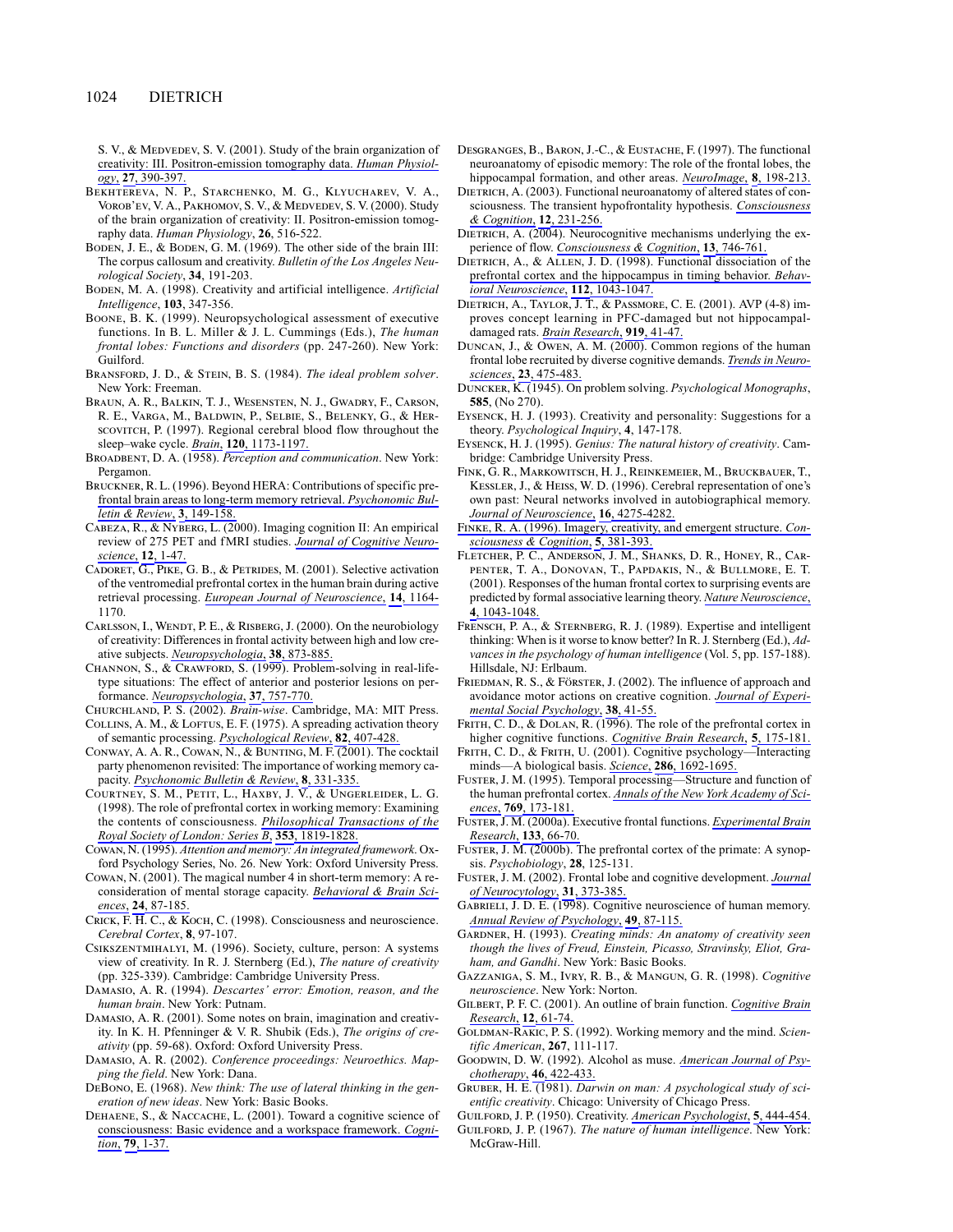S. V., & Medvedev, S. V. (2001). Study of the brain organization of creativity: III. Positron-emission tomography data. *Human Physiology*, **27**, 390-397.

Bekhtereva, N. P., Starchenko, M. G., Klyucharev, V. A., Vorob'ev, V. A., Pakhomov, S. V., & Medvedev, S. V. (2000). Study of the brain organization of creativity: II. Positron-emission tomography data. *Human Physiology*, **26**, 516-522.

Boden, J. E., & Boden, G. M. (1969). The other side of the brain III: The corpus callosum and creativity. *Bulletin of the Los Angeles Neurological Society*, **34**, 191-203.

Boden, M. A. (1998). Creativity and artificial intelligence. *Artificial Intelligence*, **103**, 347-356.

Boone, B. K. (1999). Neuropsychological assessment of executive functions. In B. L. Miller & J. L. Cummings (Eds.), *The human frontal lobes: Functions and disorders* (pp. 247-260). New York: Guilford.

Bransford, J. D., & Stein, B. S. (1984). *The ideal problem solver*. New York: Freeman.

Braun, A. R., Balkin, T. J., Wesensten, N. J., Gwadry, F., Carson, R. E., Varga, M., Baldwin, P., Selbie, S., Belenky, G., & Herscovitch, P. (1997). Regional cerebral blood flow throughout the sleep–wake cycle. *Brain*, **120**, 1173-1197.

Broadbent, D. A. (1958). *Perception and communication*. New York: Pergamon.

Bruckner, R. L. (1996). Beyond HERA: Contributions of specific prefrontal brain areas to long-term memory retrieval. *Psychonomic Bulletin & Review*, **3**, 149-158.

Cabeza, R., & Nyberg, L. (2000). Imaging cognition II: An empirical review of 275 PET and fMRI studies. *Journal of Cognitive Neuroscience*, **12**, 1-47.

Cadoret, G., Pike, G. B., & Petrides, M. (2001). Selective activation of the ventromedial prefrontal cortex in the human brain during active retrieval processing. *European Journal of Neuroscience*, **14**, 1164-1170.

Carlsson, I., Wendt, P. E., & Risberg, J. (2000). On the neurobiology of creativity: Differences in frontal activity between high and low creative subjects. *Neuropsychologia*, **38**, 873-885.

Channon, S., & Crawford, S. (1999). Problem-solving in real-life-type situations: The effect of anterior and posterior lesions on performance. *Neuropsychologia*, **37**, 757-770.

Churchland, P. S. (2002). *Brain-wise*. Cambridge, MA: MIT Press.

Collins, A. M., & Loftus, E. F. (1975). A spreading activation theory of semantic processing. *Psychological Review*, **82**, 407-428.

Conway, A. A. R., Cowan, N., & Bunting, M. F. (2001). The cocktail party phenomenon revisited: The importance of working memory capacity. *Psychonomic Bulletin & Review*, **8**, 331-335.

Courtney, S. M., Petit, L., Haxby, J. V., & Ungerleider, L. G. (1998). The role of prefrontal cortex in working memory: Examining the contents of consciousness. *Philosophical Transactions of the Royal Society of London: Series B*, **353**, 1819-1828.

Cowan, N. (1995). *Attention and memory: An integrated framework*. Oxford Psychology Series, No. 26. New York: Oxford University Press.

Cowan, N. (2001). The magical number 4 in short-term memory: A reconsideration of mental storage capacity. *Behavioral & Brain Sciences*, **24**, 87-185.

Crick, F. H. C., & Koch, C. (1998). Consciousness and neuroscience. *Cerebral Cortex*, **8**, 97-107.

Csikszentmihalyi, M. (1996). Society, culture, person: A systems view of creativity. In R. J. Sternberg (Ed.), *The nature of creativity* (pp. 325-339). Cambridge: Cambridge University Press.

Damasio, A. R. (1994). *Descartes' error: Emotion, reason, and the human brain*. New York: Putnam.

Damasio, A. R. (2001). Some notes on brain, imagination and creativity. In K. H. Pfenninger & V. R. Shubik (Eds.), *The origins of creativity* (pp. 59-68). Oxford: Oxford University Press.

Damasio, A. R. (2002). *Conference proceedings: Neuroethics. Mapping the field*. New York: Dana.

DeBono, E. (1968). *New think: The use of lateral thinking in the generation of new ideas*. New York: Basic Books.

Dehaene, S., & Naccache, L. (2001). Toward a cognitive science of consciousness: Basic evidence and a workspace framework. *Cognition*, **79**, 1-37.

Desgranges, B., Baron, J.-C., & Eustache, F. (1997). The functional neuroanatomy of episodic memory: The role of the frontal lobes, the hippocampal formation, and other areas. *NeuroImage*, **8**, 198-213.

Dietrich, A. (2003). Functional neuroanatomy of altered states of consciousness. The transient hypofrontality hypothesis. *Consciousness & Cognition*, **12**, 231-256.

Dietrich, A. (2004). Neurocognitive mechanisms underlying the experience of flow. *Consciousness & Cognition*, **13**, 746-761.

Dietrich, A., & Allen, J. D. (1998). Functional dissociation of the prefrontal cortex and the hippocampus in timing behavior. *Behavioral Neuroscience*, **112**, 1043-1047.

Dietrich, A., Taylor, J. T., & Passmore, C. E. (2001). AVP (4-8) improves concept learning in PFC-damaged but not hippocampal-damaged rats. *Brain Research*, **919**, 41-47.

Duncan, J., & Owen, A. M. (2000). Common regions of the human frontal lobe recruited by diverse cognitive demands. *Trends in Neurosciences*, **23**, 475-483.

Duncker, K. (1945). On problem solving. *Psychological Monographs*, **585**, (No 270).

Eysenck, H. J. (1993). Creativity and personality: Suggestions for a theory. *Psychological Inquiry*, **4**, 147-178.

Eysenck, H. J. (1995). *Genius: The natural history of creativity*. Cambridge: Cambridge University Press.

Fink, G. R., Markowitsch, H. J., Reinkemeier, M., Bruckbauer, T., Kessler, J., & Heiss, W. D. (1996). Cerebral representation of one's own past: Neural networks involved in autobiographical memory. *Journal of Neuroscience*, **16**, 4275-4282.

Finke, R. A. (1996). Imagery, creativity, and emergent structure. *Consciousness & Cognition*, **5**, 381-393.

Fletcher, P. C., Anderson, J. M., Shanks, D. R., Honey, R., Carpenter, T. A., Donovan, T., Papdakis, N., & Bullmore, E. T. (2001). Responses of the human frontal cortex to surprising events are predicted by formal associative learning theory. *Nature Neuroscience*, **4**, 1043-1048.

Frensch, P. A., & Sternberg, R. J. (1989). Expertise and intelligent thinking: When is it worse to know better? In R. J. Sternberg (Ed.), *Advances in the psychology of human intelligence* (Vol. 5, pp. 157-188). Hillsdale, NJ: Erlbaum.

Friedman, R. S., & Förster, J. (2002). The influence of approach and avoidance motor actions on creative cognition. *Journal of Experimental Social Psychology*, **38**, 41-55.

Frith, C. D., & Dolan, R. (1996). The role of the prefrontal cortex in higher cognitive functions. *Cognitive Brain Research*, **5**, 175-181.

Frith, C. D., & Frith, U. (2001). Cognitive psychology—Interacting minds—A biological basis. *Science*, **286**, 1692-1695.

Fuster, J. M. (1995). Temporal processing—Structure and function of the human prefrontal cortex. *Annals of the New York Academy of Sciences*, **769**, 173-181.

Fuster, J. M. (2000a). Executive frontal functions. *Experimental Brain Research*, **133**, 66-70.

Fuster, J. M. (2000b). The prefrontal cortex of the primate: A synopsis. *Psychobiology*, **28**, 125-131.

Fuster, J. M. (2002). Frontal lobe and cognitive development. *Journal of Neurocytology*, **31**, 373-385.

Gabrieli, J. D. E. (1998). Cognitive neuroscience of human memory. *Annual Review of Psychology*, **49**, 87-115.

Gardner, H. (1993). *Creating minds: An anatomy of creativity seen though the lives of Freud, Einstein, Picasso, Stravinsky, Eliot, Graham, and Gandhi*. New York: Basic Books.

Gazzaniga, S. M., Ivry, R. B., & Mangun, G. R. (1998). *Cognitive neuroscience*. New York: Norton.

Gilbert, P. F. C. (2001). An outline of brain function. *Cognitive Brain Research*, **12**, 61-74.

Goldman-Rakic, P. S. (1992). Working memory and the mind. *Scientific American*, **267**, 111-117.

Goodwin, D. W. (1992). Alcohol as muse. *American Journal of Psychotherapy*, **46**, 422-433.

Gruber, H. E. (1981). *Darwin on man: A psychological study of scientific creativity*. Chicago: University of Chicago Press.

Guilford, J. P. (1950). Creativity. *American Psychologist*, **5**, 444-454.

Guilford, J. P. (1967). *The nature of human intelligence*. New York: McGraw-Hill.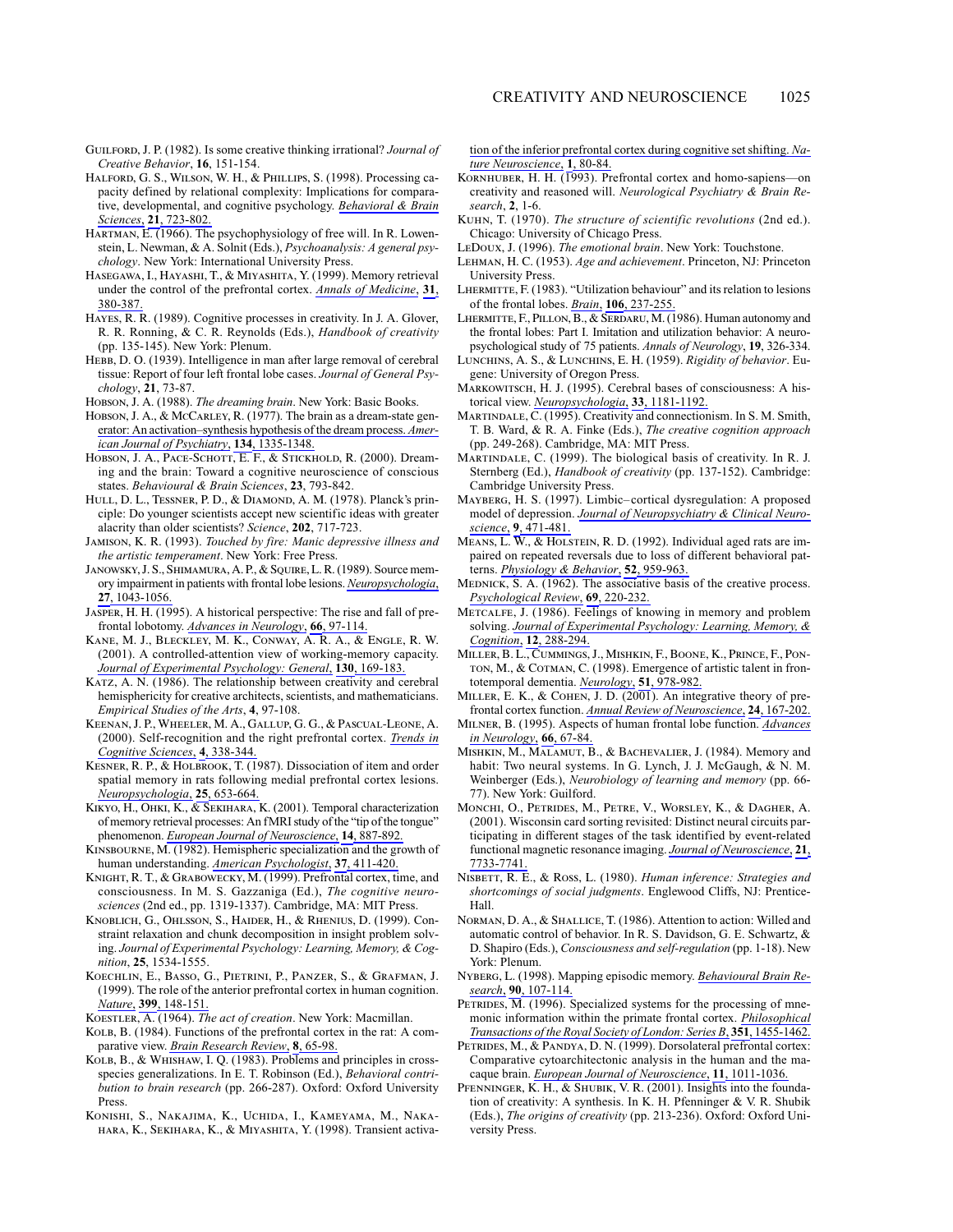Guilford, J. P. (1982). Is some creative thinking irrational? *Journal of Creative Behavior*, **16**, 151-154.

Halford, G. S., Wilson, W. H., & Phillips, S. (1998). Processing capacity defined by relational complexity: Implications for comparative, developmental, and cognitive psychology. *Behavioral & Brain Sciences*, **21**, 723-802.

Hartman, E. (1966). The psychophysiology of free will. In R. Lowenstein, L. Newman, & A. Solnit (Eds.), *Psychoanalysis: A general psychology*. New York: International University Press.

Hasegawa, I., Hayashi, T., & Miyashita, Y. (1999). Memory retrieval under the control of the prefrontal cortex. *Annals of Medicine*, **31**, 380-387.

Hayes, R. R. (1989). Cognitive processes in creativity. In J. A. Glover, R. R. Ronning, & C. R. Reynolds (Eds.), *Handbook of creativity* (pp. 135-145). New York: Plenum.

Hebb, D. O. (1939). Intelligence in man after large removal of cerebral tissue: Report of four left frontal lobe cases. *Journal of General Psychology*, **21**, 73-87.

Hobson, J. A. (1988). *The dreaming brain*. New York: Basic Books.

Hobson, J. A., & McCarley, R. (1977). The brain as a dream-state generator: An activation–synthesis hypothesis of the dream process. *American Journal of Psychiatry*, **134**, 1335-1348.

Hobson, J. A., Pace-Schott, E. F., & Stickhold, R. (2000). Dreaming and the brain: Toward a cognitive neuroscience of conscious states. *Behavioural & Brain Sciences*, **23**, 793-842.

Hull, D. L., Tessner, P. D., & Diamond, A. M. (1978). Planck's principle: Do younger scientists accept new scientific ideas with greater alacrity than older scientists? *Science*, **202**, 717-723.

Jamison, K. R. (1993). *Touched by fire: Manic depressive illness and the artistic temperament*. New York: Free Press.

Janowsky, J. S., Shimamura, A. P., & Squire, L. R. (1989). Source memory impairment in patients with frontal lobe lesions. *Neuropsychologia*, **27**, 1043-1056.

Jasper, H. H. (1995). A historical perspective: The rise and fall of prefrontal lobotomy. *Advances in Neurology*, **66**, 97-114.

Kane, M. J., Bleckley, M. K., Conway, A. R. A., & Engle, R. W. (2001). A controlled-attention view of working-memory capacity. *Journal of Experimental Psychology: General*, **130**, 169-183.

Katz, A. N. (1986). The relationship between creativity and cerebral hemisphericity for creative architects, scientists, and mathematicians. *Empirical Studies of the Arts*, **4**, 97-108.

Keenan, J. P., Wheeler, M. A., Gallup, G. G., & Pascual-Leone, A. (2000). Self-recognition and the right prefrontal cortex. *Trends in Cognitive Sciences*, **4**, 338-344.

Kesner, R. P., & Holbrook, T. (1987). Dissociation of item and order spatial memory in rats following medial prefrontal cortex lesions. *Neuropsychologia*, **25**, 653-664.

Kikyo, H., Ohki, K., & Sekihara, K. (2001). Temporal characterization of memory retrieval processes: An fMRI study of the "tip of the tongue" phenomenon. *European Journal of Neuroscience*, **14**, 887-892.

Kinsbourne, M. (1982). Hemispheric specialization and the growth of human understanding. *American Psychologist*, **37**, 411-420.

Knight, R. T., & Grabowecky, M. (1999). Prefrontal cortex, time, and consciousness. In M. S. Gazzaniga (Ed.), *The cognitive neurosciences* (2nd ed., pp. 1319-1337). Cambridge, MA: MIT Press.

Knoblich, G., Ohlsson, S., Haider, H., & Rhenius, D. (1999). Constraint relaxation and chunk decomposition in insight problem solving. *Journal of Experimental Psychology: Learning, Memory, & Cognition*, **25**, 1534-1555.

Koechlin, E., Basso, G., Pietrini, P., Panzer, S., & Grafman, J. (1999). The role of the anterior prefrontal cortex in human cognition. *Nature*, **399**, 148-151.

Koestler, A. (1964). *The act of creation*. New York: Macmillan.

Kolb, B. (1984). Functions of the prefrontal cortex in the rat: A comparative view. *Brain Research Review*, **8**, 65-98.

Kolb, B., & Whishaw, I. Q. (1983). Problems and principles in cross-species generalizations. In E. T. Robinson (Ed.), *Behavioral contribution to brain research* (pp. 266-287). Oxford: Oxford University Press.

Konishi, S., Nakajima, K., Uchida, I., Kameyama, M., Nakahara, K., Sekihara, K., & Miyashita, Y. (1998). Transient activation of the inferior prefrontal cortex during cognitive set shifting. *Nature Neuroscience*, **1**, 80-84.

Kornhuber, H. H. (1993). Prefrontal cortex and homo-sapiens—on creativity and reasoned will. *Neurological Psychiatry & Brain Research*, **2**, 1-6.

Kuhn, T. (1970). *The structure of scientific revolutions* (2nd ed.). Chicago: University of Chicago Press.

LeDoux, J. (1996). *The emotional brain*. New York: Touchstone.

Lehman, H. C. (1953). *Age and achievement*. Princeton, NJ: Princeton University Press.

Lhermitte, F. (1983). "Utilization behaviour" and its relation to lesions of the frontal lobes. *Brain*, **106**, 237-255.

Lhermitte, F., Pillon, B., & Serdaru, M. (1986). Human autonomy and the frontal lobes: Part I. Imitation and utilization behavior: A neuropsychological study of 75 patients. *Annals of Neurology*, **19**, 326-334.

Lunchins, A. S., & Lunchins, E. H. (1959). *Rigidity of behavior*. Eugene: University of Oregon Press.

Markowitsch, H. J. (1995). Cerebral bases of consciousness: A historical view. *Neuropsychologia*, **33**, 1181-1192.

Martindale, C. (1995). Creativity and connectionism. In S. M. Smith, T. B. Ward, & R. A. Finke (Eds.), *The creative cognition approach* (pp. 249-268). Cambridge, MA: MIT Press.

Martindale, C. (1999). The biological basis of creativity. In R. J. Sternberg (Ed.), *Handbook of creativity* (pp. 137-152). Cambridge: Cambridge University Press.

Mayberg, H. S. (1997). Limbic–cortical dysregulation: A proposed model of depression. *Journal of Neuropsychiatry & Clinical Neuroscience*, **9**, 471-481.

Means, L. W., & Holstein, R. D. (1992). Individual aged rats are impaired on spatial reversals due to loss of different behavioral patterns. *Physiology & Behavior*, **52**, 959-963.

Mednick, S. A. (1962). The associative basis of the creative process. *Psychological Review*, **69**, 220-232.

Metcalfe, J. (1986). Feelings of knowing in memory and problem solving. *Journal of Experimental Psychology: Learning, Memory, & Cognition*, **12**, 288-294.

Miller, B. L., Cummings, J., Mishkin, F., Boone, K., Prince, F., Ponton, M., & Cotman, C. (1998). Emergence of artistic talent in frontotemporal dementia. *Neurology*, **51**, 978-982.

Miller, E. K., & Cohen, J. D. (2001). An integrative theory of prefrontal cortex function. *Annual Review of Neuroscience*, **24**, 167-202.

Milner, B. (1995). Aspects of human frontal lobe function. *Advances in Neurology*, **66**, 67-84.

Mishkin, M., Malamut, B., & Bachevalier, J. (1984). Memory and habit: Two neural systems. In G. Lynch, J. J. McGaugh, & N. M. Weinberger (Eds.), *Neurobiology of learning and memory* (pp. 66-77). New York: Guilford.

Monchi, O., Petrides, M., Petre, V., Worsley, K., & Dagher, A. (2001). Wisconsin card sorting revisited: Distinct neural circuits participating in different stages of the task identified by event-related functional magnetic resonance imaging. *Journal of Neuroscience*, **21**, 7733-7741.

Nisbett, R. E., & Ross, L. (1980). *Human inference: Strategies and shortcomings of social judgments*. Englewood Cliffs, NJ: Prentice-Hall.

Norman, D. A., & Shallice, T. (1986). Attention to action: Willed and automatic control of behavior. In R. S. Davidson, G. E. Schwartz, & D. Shapiro (Eds.), *Consciousness and self-regulation* (pp. 1-18). New York: Plenum.

Nyberg, L. (1998). Mapping episodic memory. *Behavioural Brain Research*, **90**, 107-114.

Petrides, M. (1996). Specialized systems for the processing of mnemonic information within the primate frontal cortex. *Philosophical Transactions of the Royal Society of London: Series B*, **351**, 1455-1462.

Petrides, M., & Pandya, D. N. (1999). Dorsolateral prefrontal cortex: Comparative cytoarchitectonic analysis in the human and the macaque brain. *European Journal of Neuroscience*, **11**, 1011-1036.

Pfenninger, K. H., & Shubik, V. R. (2001). Insights into the foundation of creativity: A synthesis. In K. H. Pfenninger & V. R. Shubik (Eds.), *The origins of creativity* (pp. 213-236). Oxford: Oxford University Press.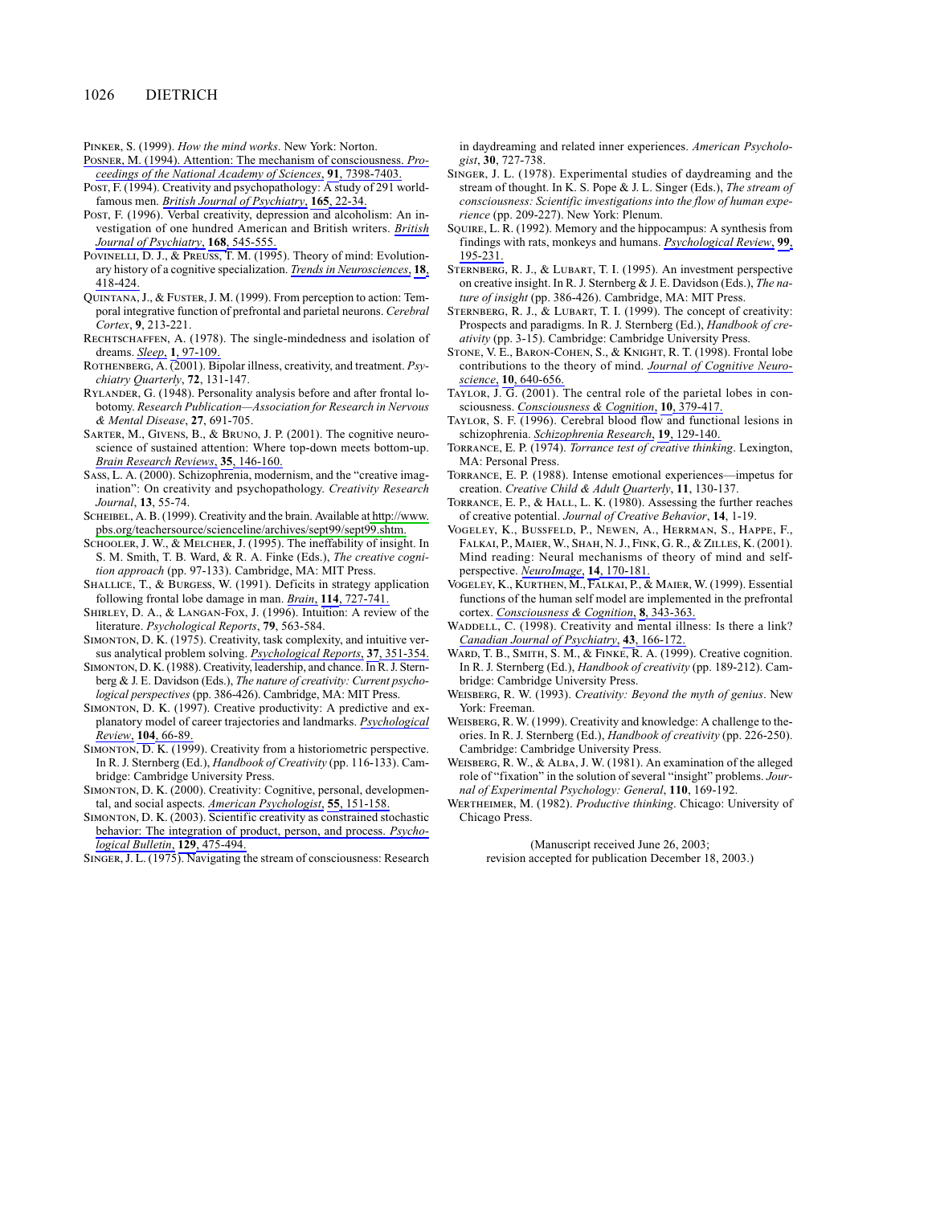Pinker, S. (1999). *How the mind works*. New York: Norton.

Posner, M. (1994). Attention: The mechanism of consciousness. *Proceedings of the National Academy of Sciences*, **91**, 7398-7403.

Post, F. (1994). Creativity and psychopathology: A study of 291 world-famous men. *British Journal of Psychiatry*, **165**, 22-34.

Post, F. (1996). Verbal creativity, depression and alcoholism: An investigation of one hundred American and British writers. *British Journal of Psychiatry*, **168**, 545-555.

Povinelli, D. J., & Preuss, T. M. (1995). Theory of mind: Evolutionary history of a cognitive specialization. *Trends in Neurosciences*, **18**, 418-424.

Quintana, J., & Fuster, J. M. (1999). From perception to action: Temporal integrative function of prefrontal and parietal neurons. *Cerebral Cortex*, **9**, 213-221.

Rechtschaffen, A. (1978). The single-mindedness and isolation of dreams. *Sleep*, **1**, 97-109.

Rothenberg, A. (2001). Bipolar illness, creativity, and treatment. *Psychiatry Quarterly*, **72**, 131-147.

Rylander, G. (1948). Personality analysis before and after frontal lobotomy. *Research Publication—Association for Research in Nervous & Mental Disease*, **27**, 691-705.

Sarter, M., Givens, B., & Bruno, J. P. (2001). The cognitive neuroscience of sustained attention: Where top-down meets bottom-up. *Brain Research Reviews*, **35**, 146-160.

Sass, L. A. (2000). Schizophrenia, modernism, and the "creative imagination": On creativity and psychopathology. *Creativity Research Journal*, **13**, 55-74.

Scheibel, A. B. (1999). Creativity and the brain. Available at http://www.pbs.org/teachersource/scienceline/archives/sept99/sept99.shtm.

Schooler, J. W., & Melcher, J. (1995). The ineffability of insight. In S. M. Smith, T. B. Ward, & R. A. Finke (Eds.), *The creative cognition approach* (pp. 97-133). Cambridge, MA: MIT Press.

Shallice, T., & Burgess, W. (1991). Deficits in strategy application following frontal lobe damage in man. *Brain*, **114**, 727-741.

Shirley, D. A., & Langan-Fox, J. (1996). Intuition: A review of the literature. *Psychological Reports*, **79**, 563-584.

Simonton, D. K. (1975). Creativity, task complexity, and intuitive versus analytical problem solving. *Psychological Reports*, **37**, 351-354.

Simonton, D. K. (1988). Creativity, leadership, and chance. In R. J. Sternberg & J. E. Davidson (Eds.), *The nature of creativity: Current psychological perspectives* (pp. 386-426). Cambridge, MA: MIT Press.

Simonton, D. K. (1997). Creative productivity: A predictive and explanatory model of career trajectories and landmarks. *Psychological Review*, **104**, 66-89.

Simonton, D. K. (1999). Creativity from a historiometric perspective. In R. J. Sternberg (Ed.), *Handbook of Creativity* (pp. 116-133). Cambridge: Cambridge University Press.

Simonton, D. K. (2000). Creativity: Cognitive, personal, developmental, and social aspects. *American Psychologist*, **55**, 151-158.

Simonton, D. K. (2003). Scientific creativity as constrained stochastic behavior: The integration of product, person, and process. *Psychological Bulletin*, **129**, 475-494.

Singer, J. L. (1975). Navigating the stream of consciousness: Research in daydreaming and related inner experiences. *American Psychologist*, **30**, 727-738.

Singer, J. L. (1978). Experimental studies of daydreaming and the stream of thought. In K. S. Pope & J. L. Singer (Eds.), *The stream of consciousness: Scientific investigations into the flow of human experience* (pp. 209-227). New York: Plenum.

Squire, L. R. (1992). Memory and the hippocampus: A synthesis from findings with rats, monkeys and humans. *Psychological Review*, **99**, 195-231.

Sternberg, R. J., & Lubart, T. I. (1995). An investment perspective on creative insight. In R. J. Sternberg & J. E. Davidson (Eds.), *The nature of insight* (pp. 386-426). Cambridge, MA: MIT Press.

Sternberg, R. J., & Lubart, T. I. (1999). The concept of creativity: Prospects and paradigms. In R. J. Sternberg (Ed.), *Handbook of creativity* (pp. 3-15). Cambridge: Cambridge University Press.

Stone, V. E., Baron-Cohen, S., & Knight, R. T. (1998). Frontal lobe contributions to the theory of mind. *Journal of Cognitive Neuroscience*, **10**, 640-656.

Taylor, J. G. (2001). The central role of the parietal lobes in consciousness. *Consciousness & Cognition*, **10**, 379-417.

Taylor, S. F. (1996). Cerebral blood flow and functional lesions in schizophrenia. *Schizophrenia Research*, **19**, 129-140.

Torrance, E. P. (1974). *Torrance test of creative thinking*. Lexington, MA: Personal Press.

Torrance, E. P. (1988). Intense emotional experiences—impetus for creation. *Creative Child & Adult Quarterly*, **11**, 130-137.

Torrance, E. P., & Hall, L. K. (1980). Assessing the further reaches of creative potential. *Journal of Creative Behavior*, **14**, 1-19.

Vogeley, K., Bussfeld, P., Newen, A., Herrman, S., Happe, F., Falkai, P., Maier, W., Shah, N. J., Fink, G. R., & Zilles, K. (2001). Mind reading: Neural mechanisms of theory of mind and self-perspective. *NeuroImage*, **14**, 170-181.

Vogeley, K., Kurthen, M., Falkai, P., & Maier, W. (1999). Essential functions of the human self model are implemented in the prefrontal cortex. *Consciousness & Cognition*, **8**, 343-363.

Waddell, C. (1998). Creativity and mental illness: Is there a link? *Canadian Journal of Psychiatry*, **43**, 166-172.

Ward, T. B., Smith, S. M., & Finke, R. A. (1999). Creative cognition. In R. J. Sternberg (Ed.), *Handbook of creativity* (pp. 189-212). Cambridge: Cambridge University Press.

Weisberg, R. W. (1993). *Creativity: Beyond the myth of genius*. New York: Freeman.

Weisberg, R. W. (1999). Creativity and knowledge: A challenge to theories. In R. J. Sternberg (Ed.), *Handbook of creativity* (pp. 226-250). Cambridge: Cambridge University Press.

Weisberg, R. W., & Alba, J. W. (1981). An examination of the alleged role of "fixation" in the solution of several "insight" problems. *Journal of Experimental Psychology: General*, **110**, 169-192.

Wertheimer, M. (1982). *Productive thinking*. Chicago: University of Chicago Press.

(Manuscript received June 26, 2003;
revision accepted for publication December 18, 2003.)